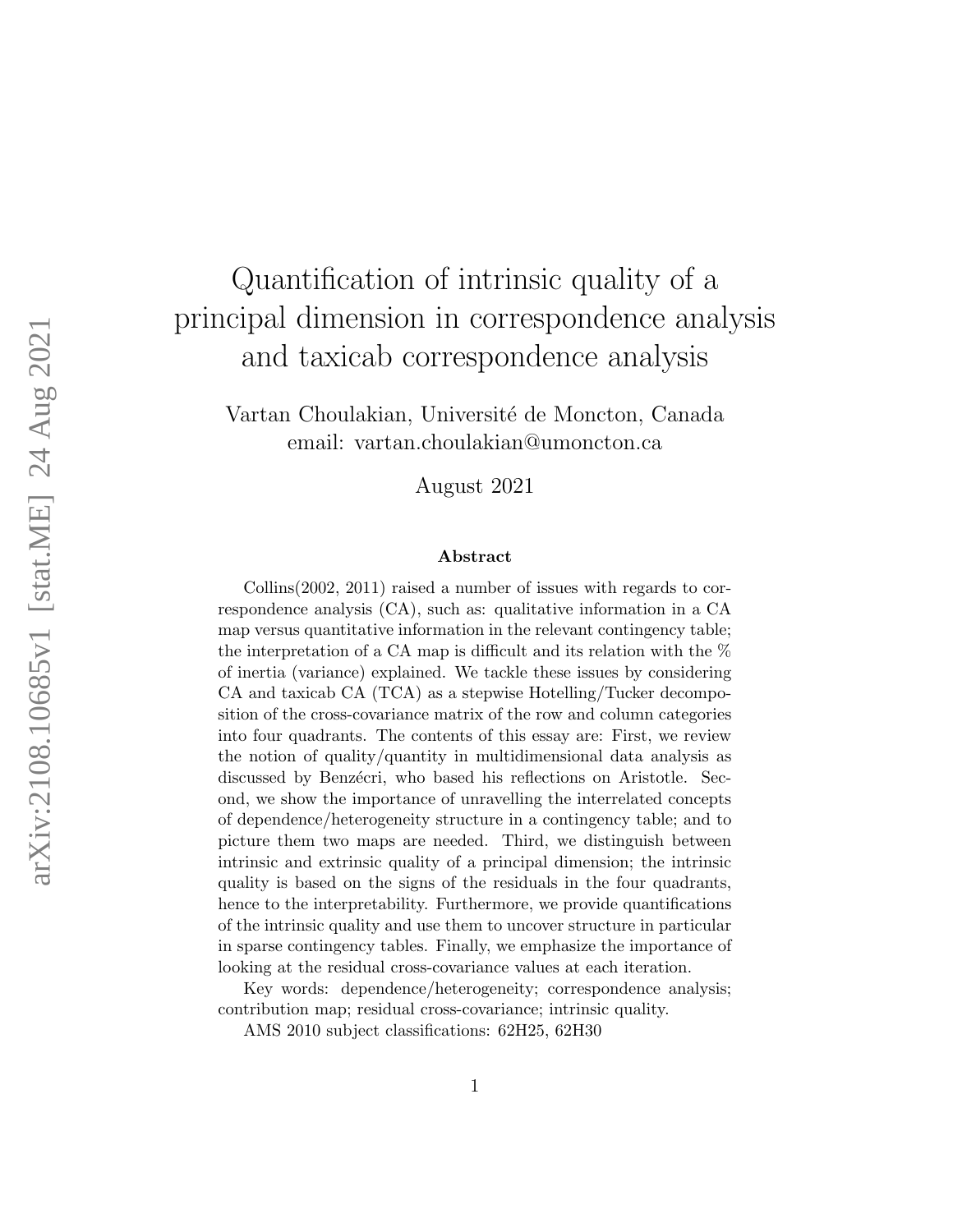# Quantification of intrinsic quality of a principal dimension in correspondence analysis and taxicab correspondence analysis

Vartan Choulakian, Université de Moncton, Canada
email: vartan.choulakian@umoncton.ca

August 2021

### Abstract

Collins(2002, 2011) raised a number of issues with regards to correspondence analysis (CA), such as: qualitative information in a CA map versus quantitative information in the relevant contingency table; the interpretation of a CA map is difficult and its relation with the % of inertia (variance) explained. We tackle these issues by considering CA and taxicab CA (TCA) as a stepwise Hotelling/Tucker decomposition of the cross-covariance matrix of the row and column categories into four quadrants. The contents of this essay are: First, we review the notion of quality/quantity in multidimensional data analysis as discussed by Benzécri, who based his reflections on Aristotle. Second, we show the importance of unravelling the interrelated concepts of dependence/heterogeneity structure in a contingency table; and to picture them two maps are needed. Third, we distinguish between intrinsic and extrinsic quality of a principal dimension; the intrinsic quality is based on the signs of the residuals in the four quadrants, hence to the interpretability. Furthermore, we provide quantifications of the intrinsic quality and use them to uncover structure in particular in sparse contingency tables. Finally, we emphasize the importance of looking at the residual cross-covariance values at each iteration.

Key words: dependence/heterogeneity; correspondence analysis; contribution map; residual cross-covariance; intrinsic quality.

AMS 2010 subject classifications: 62H25, 62H30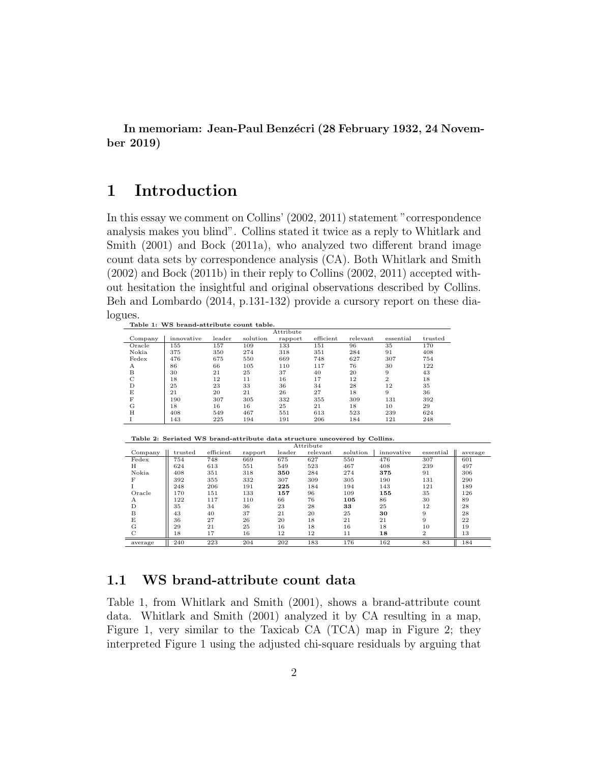**In memoriam: Jean-Paul Benzécri (28 February 1932, 24 November 2019)**

# 1 Introduction

In this essay we comment on Collins' (2002, 2011) statement "correspondence analysis makes you blind". Collins stated it twice as a reply to Whitlark and Smith (2001) and Bock (2011a), who analyzed two different brand image count data sets by correspondence analysis (CA). Both Whitlark and Smith (2002) and Bock (2011b) in their reply to Collins (2002, 2011) accepted without hesitation the insightful and original observations described by Collins. Beh and Lombardo (2014, p.131-132) provide a cursory report on these dialogues.

**Table 1: WS brand-attribute count table.**

| | Attribute | | | | | | | |
|---|---|---|---|---|---|---|---|---|
| Company | innovative | leader | solution | rapport | efficient | relevant | essential | trusted |
| Oracle | 155 | 157 | 109 | 133 | 151 | 96 | 35 | 170 |
| Nokia | 375 | 350 | 274 | 318 | 351 | 284 | 91 | 408 |
| Fedex | 476 | 675 | 550 | 669 | 748 | 627 | 307 | 754 |
| A | 86 | 66 | 105 | 110 | 117 | 76 | 30 | 122 |
| B | 30 | 21 | 25 | 37 | 40 | 20 | 9 | 43 |
| C | 18 | 12 | 11 | 16 | 17 | 12 | 2 | 18 |
| D | 25 | 23 | 33 | 36 | 34 | 28 | 12 | 35 |
| E | 21 | 20 | 21 | 26 | 27 | 18 | 9 | 36 |
| F | 190 | 307 | 305 | 332 | 355 | 309 | 131 | 392 |
| G | 18 | 16 | 16 | 25 | 21 | 18 | 10 | 29 |
| H | 408 | 549 | 467 | 551 | 613 | 523 | 239 | 624 |
| I | 143 | 225 | 194 | 191 | 206 | 184 | 121 | 248 |

**Table 2: Seriated WS brand-attribute data structure uncovered by Collins.**

| | Attribute | | | | | | | | |
|---|---|---|---|---|---|---|---|---|---|
| Company | trusted | efficient | rapport | leader | relevant | solution | innovative | essential | average |
| Fedex | 754 | 748 | 669 | 675 | 627 | 550 | 476 | 307 | 601 |
| H | 624 | 613 | 551 | 549 | 523 | 467 | 408 | 239 | 497 |
| Nokia | 408 | 351 | 318 | **350** | 284 | 274 | **375** | 91 | 306 |
| F | 392 | 355 | 332 | 307 | 309 | 305 | 190 | 131 | 290 |
| I | 248 | 206 | 191 | **225** | 184 | 194 | 143 | 121 | 189 |
| Oracle | 170 | 151 | 133 | **157** | 96 | 109 | **155** | 35 | 126 |
| A | 122 | 117 | 110 | 66 | 76 | **105** | 86 | 30 | 89 |
| D | 35 | 34 | 36 | 23 | 28 | **33** | 25 | 12 | 28 |
| B | 43 | 40 | 37 | 21 | 20 | 25 | **30** | 9 | 28 |
| E | 36 | 27 | 26 | 20 | 18 | 21 | 21 | 9 | 22 |
| G | 29 | 21 | 25 | 16 | 18 | 16 | 18 | 10 | 19 |
| C | 18 | 17 | 16 | 12 | 12 | 11 | **18** | 2 | 13 |
| average | 240 | 223 | 204 | 202 | 183 | 176 | 162 | 83 | 184 |

## 1.1 WS brand-attribute count data

Table 1, from Whitlark and Smith (2001), shows a brand-attribute count data. Whitlark and Smith (2001) analyzed it by CA resulting in a map, Figure 1, very similar to the Taxicab CA (TCA) map in Figure 2; they interpreted Figure 1 using the adjusted chi-square residuals by arguing that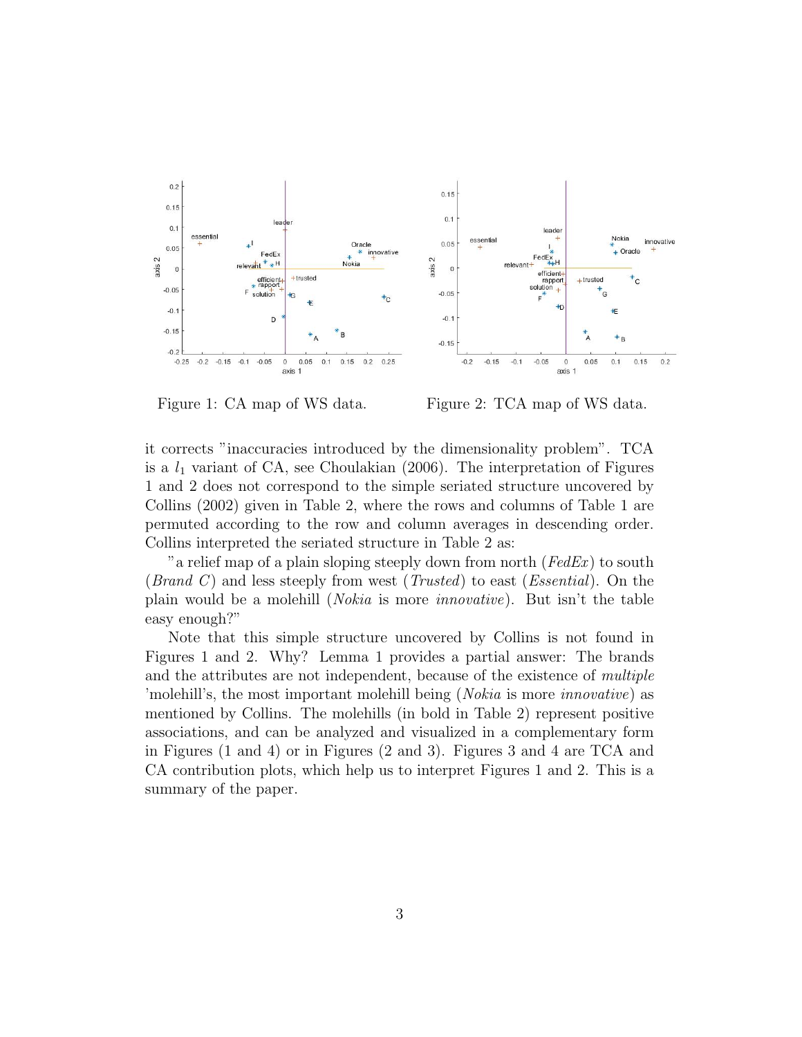Figure 1: CA map of WS data.

Figure 2: TCA map of WS data.

it corrects "inaccuracies introduced by the dimensionality problem". TCA is a $l_1$ variant of CA, see Choulakian (2006). The interpretation of Figures 1 and 2 does not correspond to the simple seriated structure uncovered by Collins (2002) given in Table 2, where the rows and columns of Table 1 are permuted according to the row and column averages in descending order. Collins interpreted the seriated structure in Table 2 as:

"a relief map of a plain sloping steeply down from north (*FedEx*) to south (*Brand C*) and less steeply from west (*Trusted*) to east (*Essential*). On the plain would be a molehill (*Nokia* is more *innovative*). But isn't the table easy enough?"

Note that this simple structure uncovered by Collins is not found in Figures 1 and 2. Why? Lemma 1 provides a partial answer: The brands and the attributes are not independent, because of the existence of *multiple* 'molehill's, the most important molehill being (*Nokia* is more *innovative*) as mentioned by Collins. The molehills (in bold in Table 2) represent positive associations, and can be analyzed and visualized in a complementary form in Figures (1 and 4) or in Figures (2 and 3). Figures 3 and 4 are TCA and CA contribution plots, which help us to interpret Figures 1 and 2. This is a summary of the paper.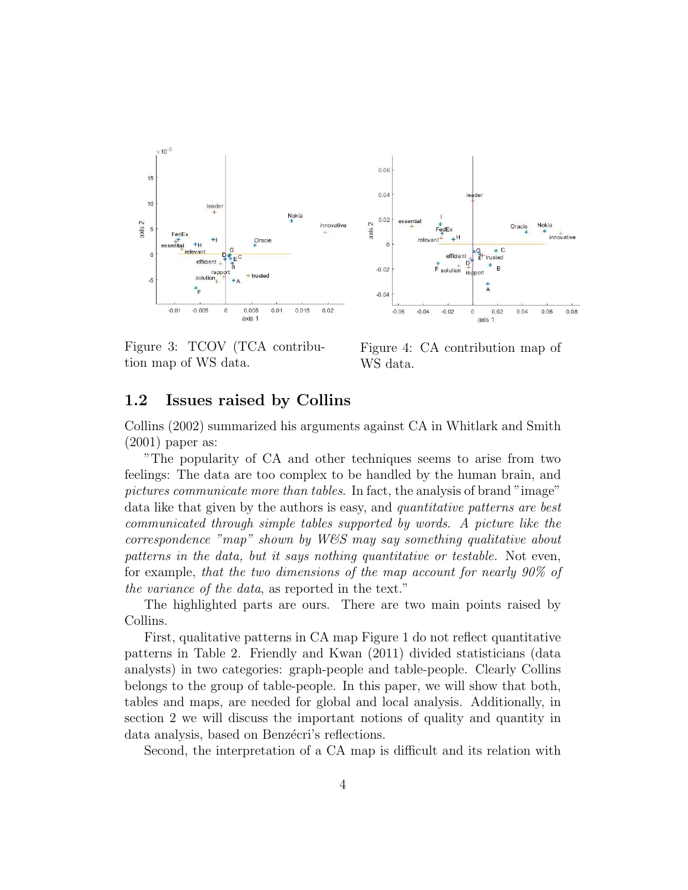Figure 3: TCOV (TCA contribution map of WS data.

Figure 4: CA contribution map of WS data.

## 1.2 Issues raised by Collins

Collins (2002) summarized his arguments against CA in Whitlark and Smith (2001) paper as:

"The popularity of CA and other techniques seems to arise from two feelings: The data are too complex to be handled by the human brain, and *pictures communicate more than tables*. In fact, the analysis of brand "image" data like that given by the authors is easy, and *quantitative patterns are best communicated through simple tables supported by words. A picture like the correspondence "map" shown by W&S may say something qualitative about patterns in the data, but it says nothing quantitative or testable.* Not even, for example, *that the two dimensions of the map account for nearly 90% of the variance of the data*, as reported in the text."

The highlighted parts are ours. There are two main points raised by Collins.

First, qualitative patterns in CA map Figure 1 do not reflect quantitative patterns in Table 2. Friendly and Kwan (2011) divided statisticians (data analysts) in two categories: graph-people and table-people. Clearly Collins belongs to the group of table-people. In this paper, we will show that both, tables and maps, are needed for global and local analysis. Additionally, in section 2 we will discuss the important notions of quality and quantity in data analysis, based on Benzécri's reflections.

Second, the interpretation of a CA map is difficult and its relation with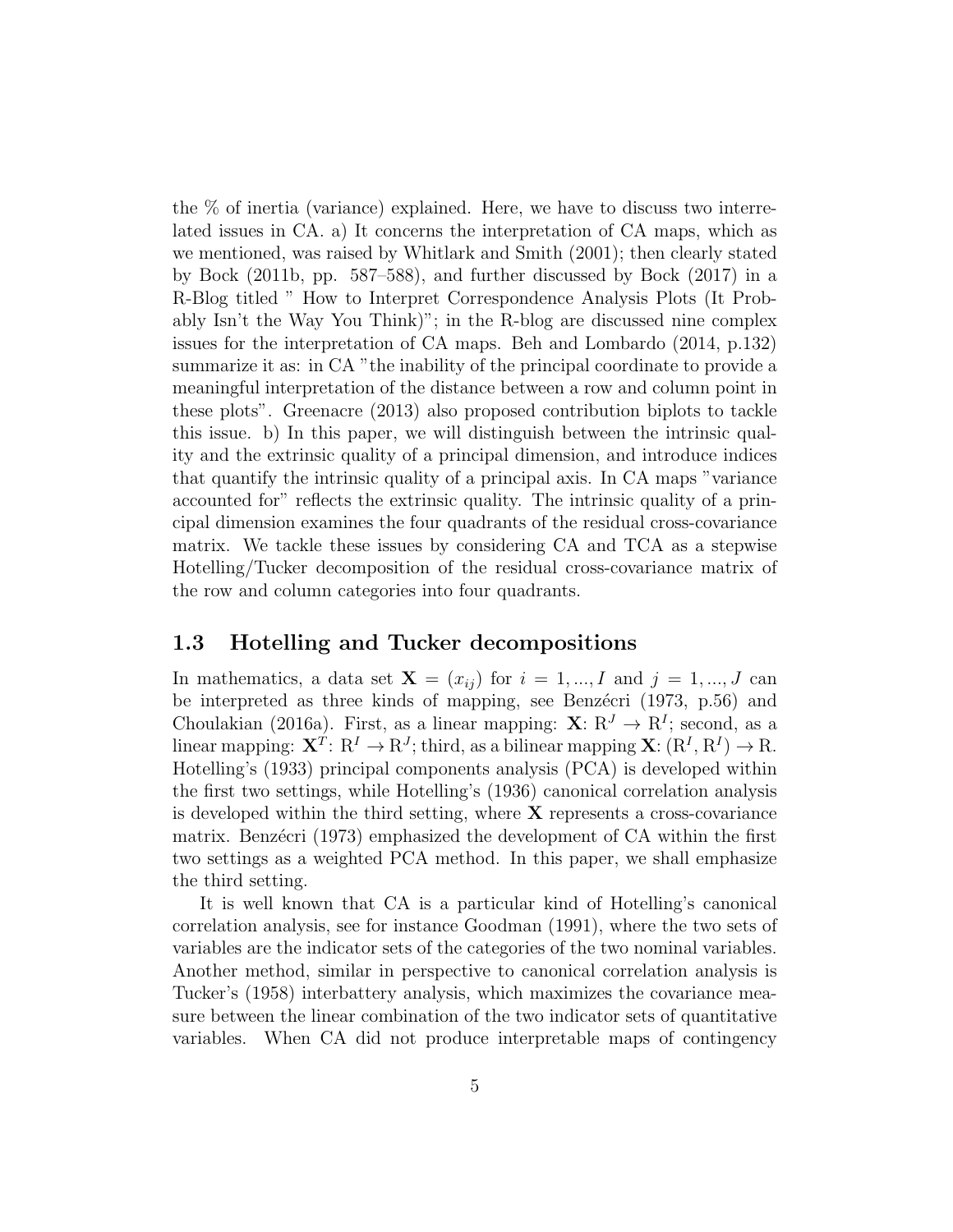the % of inertia (variance) explained. Here, we have to discuss two interrelated issues in CA. a) It concerns the interpretation of CA maps, which as we mentioned, was raised by Whitlark and Smith (2001); then clearly stated by Bock (2011b, pp. 587–588), and further discussed by Bock (2017) in a R-Blog titled " How to Interpret Correspondence Analysis Plots (It Probably Isn't the Way You Think)"; in the R-blog are discussed nine complex issues for the interpretation of CA maps. Beh and Lombardo (2014, p.132) summarize it as: in CA "the inability of the principal coordinate to provide a meaningful interpretation of the distance between a row and column point in these plots". Greenacre (2013) also proposed contribution biplots to tackle this issue. b) In this paper, we will distinguish between the intrinsic quality and the extrinsic quality of a principal dimension, and introduce indices that quantify the intrinsic quality of a principal axis. In CA maps "variance accounted for" reflects the extrinsic quality. The intrinsic quality of a principal dimension examines the four quadrants of the residual cross-covariance matrix. We tackle these issues by considering CA and TCA as a stepwise Hotelling/Tucker decomposition of the residual cross-covariance matrix of the row and column categories into four quadrants.

## 1.3 Hotelling and Tucker decompositions

In mathematics, a data set $\mathbf{X} = (x_{ij})$ for $i = 1, ..., I$ and $j = 1, ..., J$ can be interpreted as three kinds of mapping, see Benzécri (1973, p.56) and Choulakian (2016a). First, as a linear mapping: $\mathbf{X}$: $\mathrm{R}^J \rightarrow \mathrm{R}^I$; second, as a linear mapping: $\mathbf{X}^T$: $\mathrm{R}^I \rightarrow \mathrm{R}^J$; third, as a bilinear mapping $\mathbf{X}$: $(\mathrm{R}^I, \mathrm{R}^I) \rightarrow \mathrm{R}$. Hotelling's (1933) principal components analysis (PCA) is developed within the first two settings, while Hotelling's (1936) canonical correlation analysis is developed within the third setting, where $\mathbf{X}$ represents a cross-covariance matrix. Benzécri (1973) emphasized the development of CA within the first two settings as a weighted PCA method. In this paper, we shall emphasize the third setting.

It is well known that CA is a particular kind of Hotelling's canonical correlation analysis, see for instance Goodman (1991), where the two sets of variables are the indicator sets of the categories of the two nominal variables. Another method, similar in perspective to canonical correlation analysis is Tucker's (1958) interbattery analysis, which maximizes the covariance measure between the linear combination of the two indicator sets of quantitative variables. When CA did not produce interpretable maps of contingency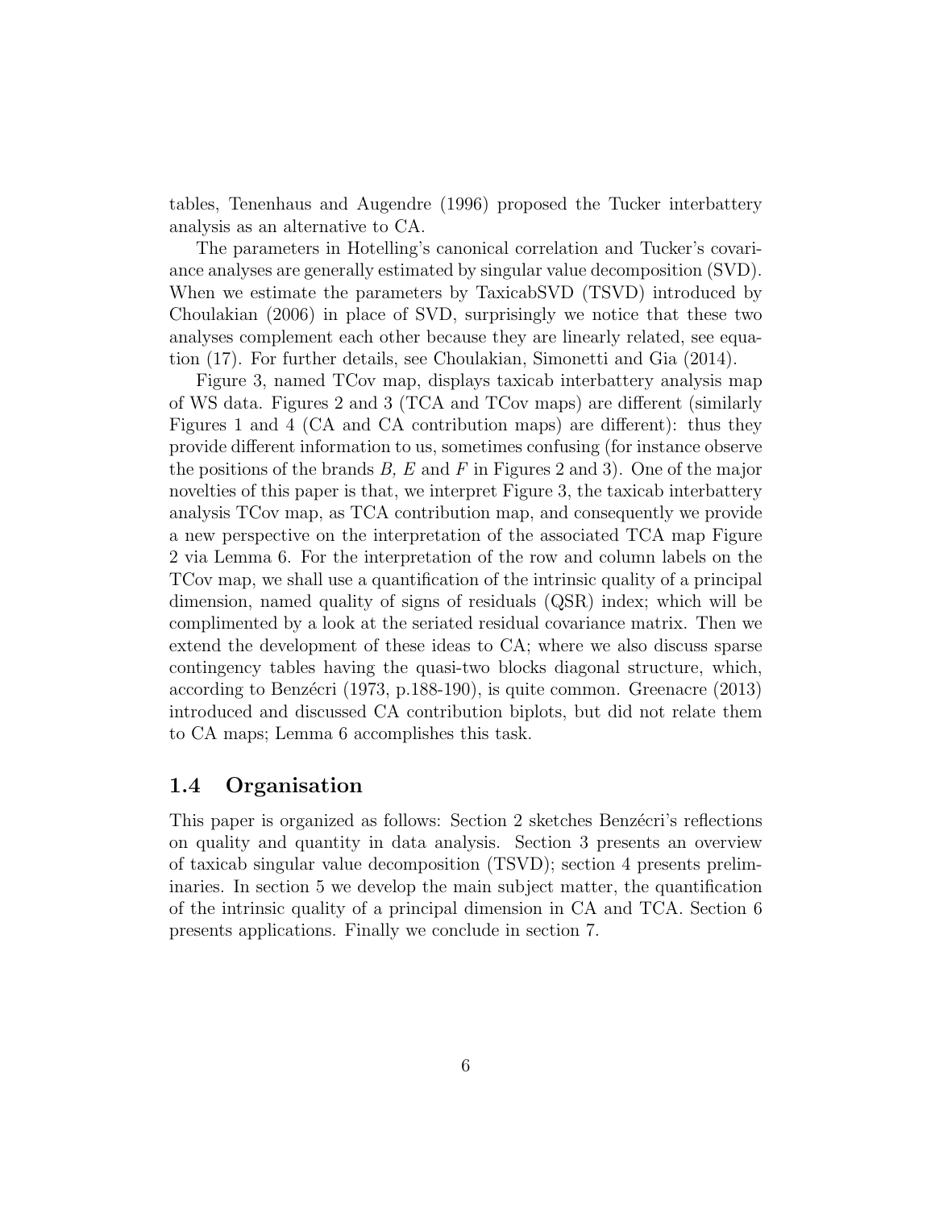tables, Tenenhaus and Augendre (1996) proposed the Tucker interbattery analysis as an alternative to CA.

The parameters in Hotelling's canonical correlation and Tucker's covariance analyses are generally estimated by singular value decomposition (SVD). When we estimate the parameters by TaxicabSVD (TSVD) introduced by Choulakian (2006) in place of SVD, surprisingly we notice that these two analyses complement each other because they are linearly related, see equation (17). For further details, see Choulakian, Simonetti and Gia (2014).

Figure 3, named TCov map, displays taxicab interbattery analysis map of WS data. Figures 2 and 3 (TCA and TCov maps) are different (similarly Figures 1 and 4 (CA and CA contribution maps) are different): thus they provide different information to us, sometimes confusing (for instance observe the positions of the brands *B, E* and *F* in Figures 2 and 3). One of the major novelties of this paper is that, we interpret Figure 3, the taxicab interbattery analysis TCov map, as TCA contribution map, and consequently we provide a new perspective on the interpretation of the associated TCA map Figure 2 via Lemma 6. For the interpretation of the row and column labels on the TCov map, we shall use a quantification of the intrinsic quality of a principal dimension, named quality of signs of residuals (QSR) index; which will be complimented by a look at the seriated residual covariance matrix. Then we extend the development of these ideas to CA; where we also discuss sparse contingency tables having the quasi-two blocks diagonal structure, which, according to Benzécri (1973, p.188-190), is quite common. Greenacre (2013) introduced and discussed CA contribution biplots, but did not relate them to CA maps; Lemma 6 accomplishes this task.

### 1.4 Organisation

This paper is organized as follows: Section 2 sketches Benzécri's reflections on quality and quantity in data analysis. Section 3 presents an overview of taxicab singular value decomposition (TSVD); section 4 presents preliminaries. In section 5 we develop the main subject matter, the quantification of the intrinsic quality of a principal dimension in CA and TCA. Section 6 presents applications. Finally we conclude in section 7.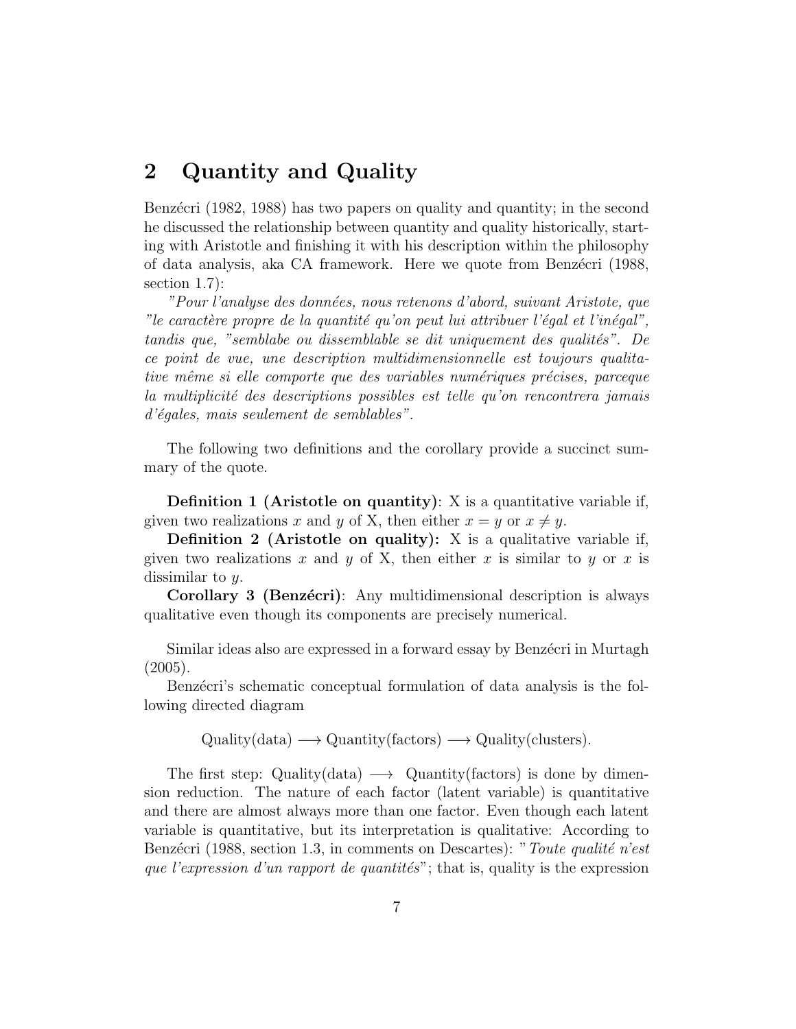## 2 Quantity and Quality

Benzécri (1982, 1988) has two papers on quality and quantity; in the second he discussed the relationship between quantity and quality historically, starting with Aristotle and finishing it with his description within the philosophy of data analysis, aka CA framework. Here we quote from Benzécri (1988, section 1.7):

*"Pour l'analyse des données, nous retenons d'abord, suivant Aristote, que "le caractère propre de la quantité qu'on peut lui attribuer l'égal et l'inégal", tandis que, "semblabe ou dissemblable se dit uniquement des qualités". De ce point de vue, une description multidimensionnelle est toujours qualitative même si elle comporte que des variables numériques précises, parceque la multiplicité des descriptions possibles est telle qu'on rencontrera jamais d'égales, mais seulement de semblables".*

The following two definitions and the corollary provide a succinct summary of the quote.

**Definition 1 (Aristotle on quantity)**: X is a quantitative variable if, given two realizations $x$ and $y$ of X, then either $x = y$ or $x \neq y$.

**Definition 2 (Aristotle on quality):** X is a qualitative variable if, given two realizations $x$ and $y$ of X, then either $x$ is similar to $y$ or $x$ is dissimilar to $y$.

**Corollary 3 (Benzécri)**: Any multidimensional description is always qualitative even though its components are precisely numerical.

Similar ideas also are expressed in a forward essay by Benzécri in Murtagh (2005).

Benzécri's schematic conceptual formulation of data analysis is the following directed diagram

$$\text{Quality(data)} \longrightarrow \text{Quantity(factors)} \longrightarrow \text{Quality(clusters)}.$$

The first step: Quality(data) $\longrightarrow$ Quantity(factors) is done by dimension reduction. The nature of each factor (latent variable) is quantitative and there are almost always more than one factor. Even though each latent variable is quantitative, but its interpretation is qualitative: According to Benzécri (1988, section 1.3, in comments on Descartes): "*Toute qualité n'est que l'expression d'un rapport de quantités*"; that is, quality is the expression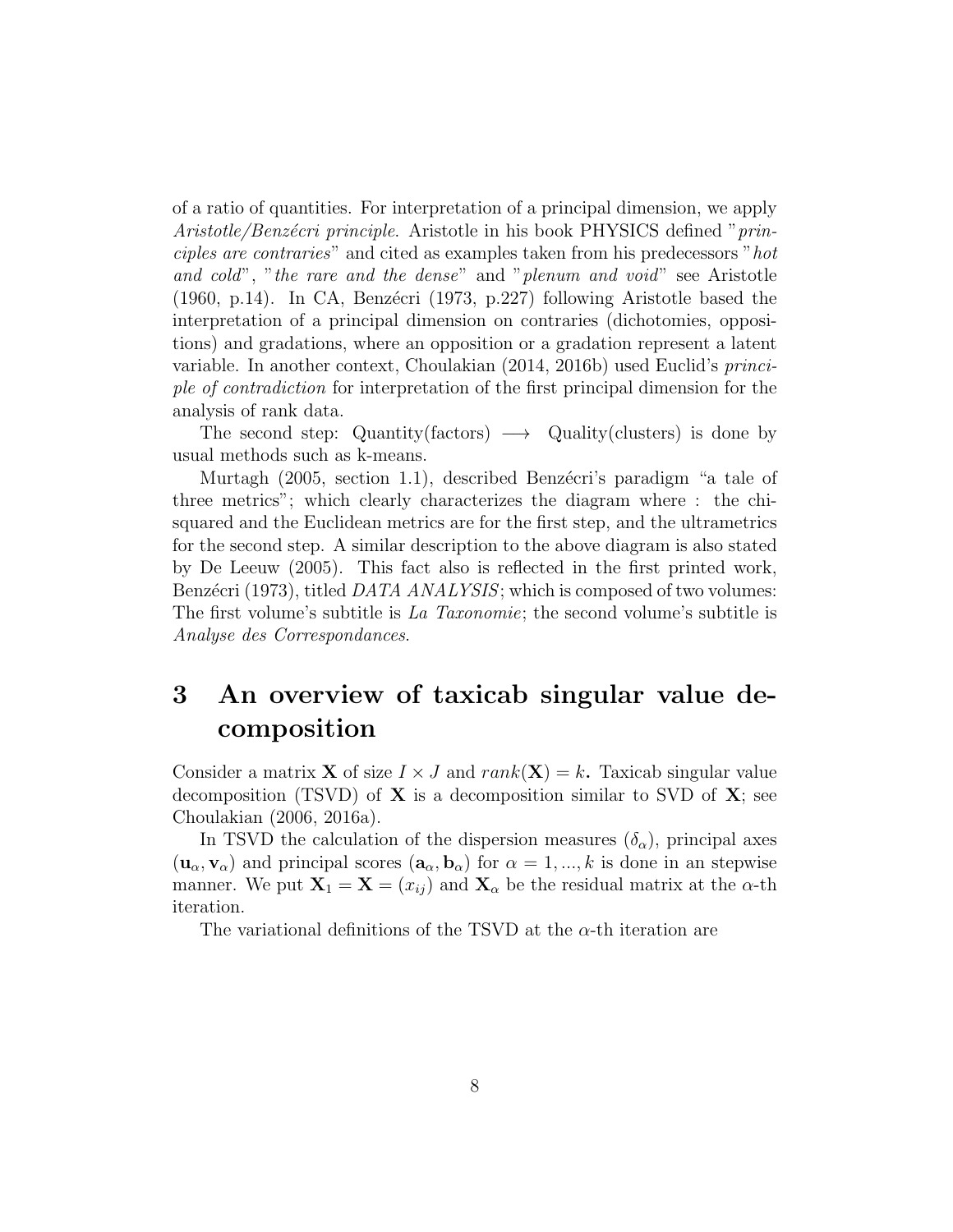of a ratio of quantities. For interpretation of a principal dimension, we apply *Aristotle/Benzécri principle*. Aristotle in his book PHYSICS defined "*principles are contraries*" and cited as examples taken from his predecessors "*hot and cold*", "*the rare and the dense*" and "*plenum and void*" see Aristotle (1960, p.14). In CA, Benzécri (1973, p.227) following Aristotle based the interpretation of a principal dimension on contraries (dichotomies, oppositions) and gradations, where an opposition or a gradation represent a latent variable. In another context, Choulakian (2014, 2016b) used Euclid's *principle of contradiction* for interpretation of the first principal dimension for the analysis of rank data.

The second step: Quantity(factors) $\longrightarrow$ Quality(clusters) is done by usual methods such as k-means.

Murtagh (2005, section 1.1), described Benzécri's paradigm "a tale of three metrics"; which clearly characterizes the diagram where : the chi-squared and the Euclidean metrics are for the first step, and the ultrametrics for the second step. A similar description to the above diagram is also stated by De Leeuw (2005). This fact also is reflected in the first printed work, Benzécri (1973), titled *DATA ANALYSIS*; which is composed of two volumes: The first volume's subtitle is *La Taxonomie*; the second volume's subtitle is *Analyse des Correspondances*.

# 3 An overview of taxicab singular value decomposition

Consider a matrix $\mathbf{X}$ of size $I \times J$ and $rank(\mathbf{X}) = k$**.** Taxicab singular value decomposition (TSVD) of $\mathbf{X}$ is a decomposition similar to SVD of $\mathbf{X}$; see Choulakian (2006, 2016a).

In TSVD the calculation of the dispersion measures ($\delta_\alpha$), principal axes ($\mathbf{u}_\alpha, \mathbf{v}_\alpha$) and principal scores ($\mathbf{a}_\alpha, \mathbf{b}_\alpha$) for $\alpha = 1, ..., k$ is done in an stepwise manner. We put $\mathbf{X}_1 = \mathbf{X} = (x_{ij})$ and $\mathbf{X}_\alpha$ be the residual matrix at the $\alpha$-th iteration.

The variational definitions of the TSVD at the $\alpha$-th iteration are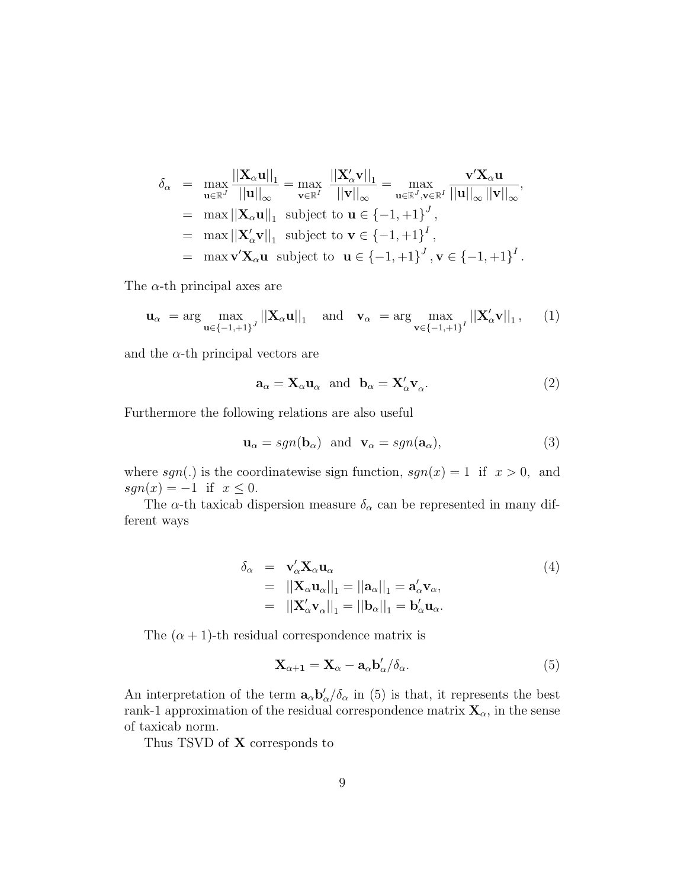$$
\begin{aligned}
\delta_\alpha &= \max_{\mathbf{u}\in\mathbb{R}^J} \frac{||\mathbf{X}_\alpha \mathbf{u}||_1}{||\mathbf{u}||_\infty} = \max_{\mathbf{v}\in\mathbb{R}^I} \frac{||\mathbf{X}_\alpha' \mathbf{v}||_1}{||\mathbf{v}||_\infty} = \max_{\mathbf{u}\in\mathbb{R}^J, \mathbf{v}\in\mathbb{R}^I} \frac{\mathbf{v}'\mathbf{X}_\alpha \mathbf{u}}{||\mathbf{u}||_\infty ||\mathbf{v}||_\infty}, \\
&= \max ||\mathbf{X}_\alpha \mathbf{u}||_1 \text{ subject to } \mathbf{u} \in \{-1,+1\}^J, \\
&= \max ||\mathbf{X}_\alpha' \mathbf{v}||_1 \text{ subject to } \mathbf{v} \in \{-1,+1\}^I, \\
&= \max \mathbf{v}'\mathbf{X}_\alpha \mathbf{u} \text{ subject to } \mathbf{u} \in \{-1,+1\}^J, \mathbf{v} \in \{-1,+1\}^I.
\end{aligned}
$$

The $\alpha$-th principal axes are

$$
\mathbf{u}_\alpha = \arg\max_{\mathbf{u}\in\{-1,+1\}^J} ||\mathbf{X}_\alpha \mathbf{u}||_1 \quad \text{and} \quad \mathbf{v}_\alpha = \arg\max_{\mathbf{v}\in\{-1,+1\}^I} ||\mathbf{X}_\alpha' \mathbf{v}||_1, \tag{1}
$$

and the $\alpha$-th principal vectors are

$$
\mathbf{a}_\alpha = \mathbf{X}_\alpha \mathbf{u}_\alpha \text{ and } \mathbf{b}_\alpha = \mathbf{X}_\alpha' \mathbf{v}_\alpha. \tag{2}
$$

Furthermore the following relations are also useful

$$
\mathbf{u}_\alpha = sgn(\mathbf{b}_\alpha) \text{ and } \mathbf{v}_\alpha = sgn(\mathbf{a}_\alpha), \tag{3}
$$

where $sgn(.)$ is the coordinatewise sign function, $sgn(x) = 1$ if $x > 0$, and $sgn(x) = -1$ if $x \leq 0$.

The $\alpha$-th taxicab dispersion measure $\delta_\alpha$ can be represented in many different ways

$$
\begin{aligned}
\delta_\alpha &= \mathbf{v}_\alpha' \mathbf{X}_\alpha \mathbf{u}_\alpha \\
&= ||\mathbf{X}_\alpha \mathbf{u}_\alpha||_1 = ||\mathbf{a}_\alpha||_1 = \mathbf{a}_\alpha' \mathbf{v}_\alpha, \\
&= ||\mathbf{X}_\alpha' \mathbf{v}_\alpha||_1 = ||\mathbf{b}_\alpha||_1 = \mathbf{b}_\alpha' \mathbf{u}_\alpha.
\end{aligned} \tag{4}
$$

The $(\alpha+1)$-th residual correspondence matrix is

$$
\mathbf{X}_{\alpha+1} = \mathbf{X}_\alpha - \mathbf{a}_\alpha \mathbf{b}_\alpha' / \delta_\alpha. \tag{5}
$$

An interpretation of the term $\mathbf{a}_\alpha \mathbf{b}_\alpha' / \delta_\alpha$ in (5) is that, it represents the best rank-1 approximation of the residual correspondence matrix $\mathbf{X}_\alpha$, in the sense of taxicab norm.

Thus TSVD of $\mathbf{X}$ corresponds to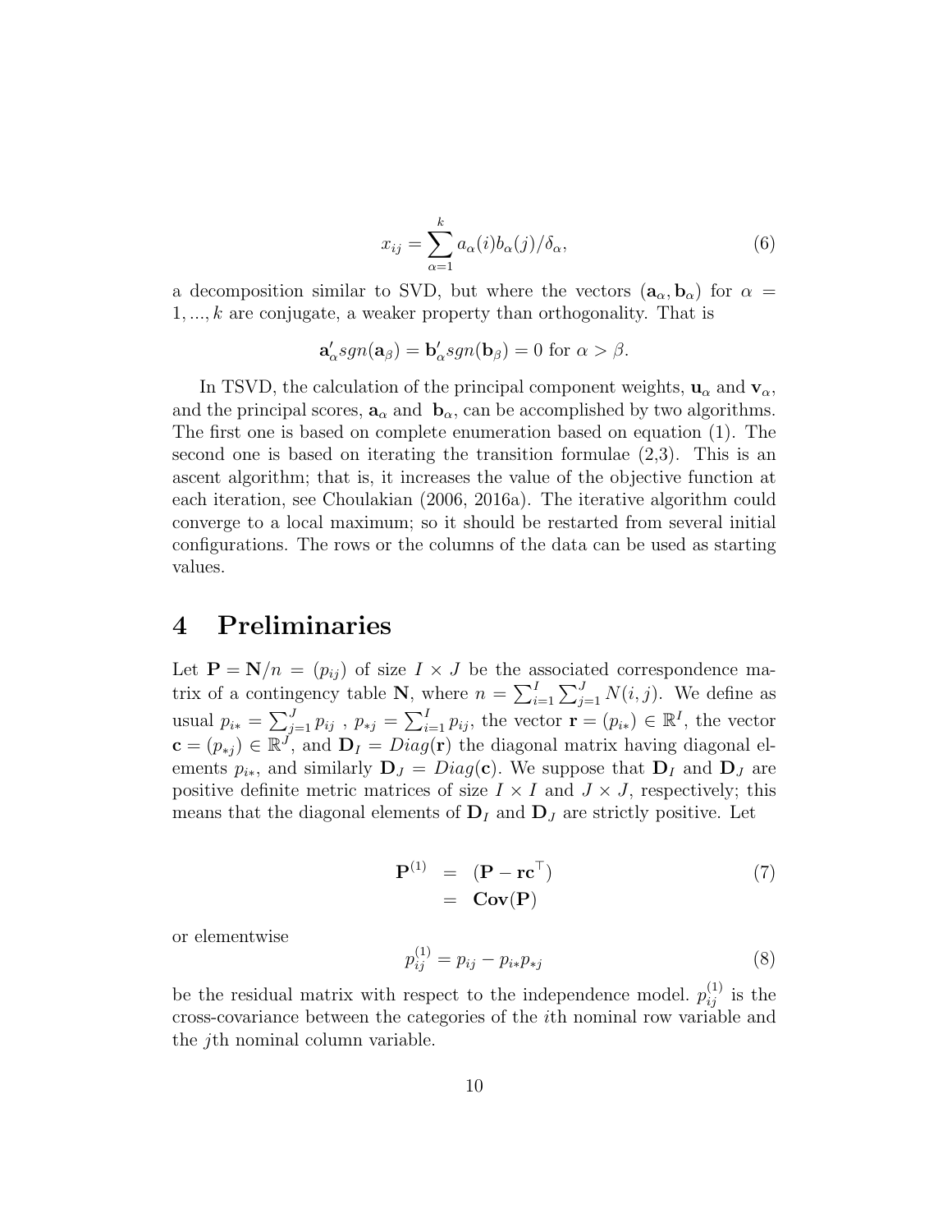$$x_{ij} = \sum_{\alpha=1}^{k} a_\alpha(i) b_\alpha(j)/\delta_\alpha, \tag{6}$$

a decomposition similar to SVD, but where the vectors $(\mathbf{a}_\alpha, \mathbf{b}_\alpha)$ for $\alpha = 1, ..., k$ are conjugate, a weaker property than orthogonality. That is

$$\mathbf{a}_\alpha' sgn(\mathbf{a}_\beta) = \mathbf{b}_\alpha' sgn(\mathbf{b}_\beta) = 0 \text{ for } \alpha > \beta.$$

In TSVD, the calculation of the principal component weights, $\mathbf{u}_\alpha$ and $\mathbf{v}_\alpha$, and the principal scores, $\mathbf{a}_\alpha$ and $\mathbf{b}_\alpha$, can be accomplished by two algorithms. The first one is based on complete enumeration based on equation (1). The second one is based on iterating the transition formulae (2,3). This is an ascent algorithm; that is, it increases the value of the objective function at each iteration, see Choulakian (2006, 2016a). The iterative algorithm could converge to a local maximum; so it should be restarted from several initial configurations. The rows or the columns of the data can be used as starting values.

# 4 Preliminaries

Let $\mathbf{P} = \mathbf{N}/n = (p_{ij})$ of size $I \times J$ be the associated correspondence matrix of a contingency table $\mathbf{N}$, where $n = \sum_{i=1}^{I} \sum_{j=1}^{J} N(i,j)$. We define as usual $p_{i*} = \sum_{j=1}^{J} p_{ij}$ , $p_{*j} = \sum_{i=1}^{I} p_{ij}$, the vector $\mathbf{r} = (p_{i*}) \in \mathbb{R}^I$, the vector $\mathbf{c} = (p_{*j}) \in \mathbb{R}^J$, and $\mathbf{D}_I = Diag(\mathbf{r})$ the diagonal matrix having diagonal elements $p_{i*}$, and similarly $\mathbf{D}_J = Diag(\mathbf{c})$. We suppose that $\mathbf{D}_I$ and $\mathbf{D}_J$ are positive definite metric matrices of size $I \times I$ and $J \times J$, respectively; this means that the diagonal elements of $\mathbf{D}_I$ and $\mathbf{D}_J$ are strictly positive. Let

$$\begin{aligned} \mathbf{P}^{(1)} &= (\mathbf{P} - \mathbf{r}\mathbf{c}^\top) \\ &= \mathbf{Cov}(\mathbf{P}) \end{aligned} \tag{7}$$

or elementwise

$$p_{ij}^{(1)} = p_{ij} - p_{i*}p_{*j} \tag{8}$$

be the residual matrix with respect to the independence model. $p_{ij}^{(1)}$ is the cross-covariance between the categories of the $i$th nominal row variable and the $j$th nominal column variable.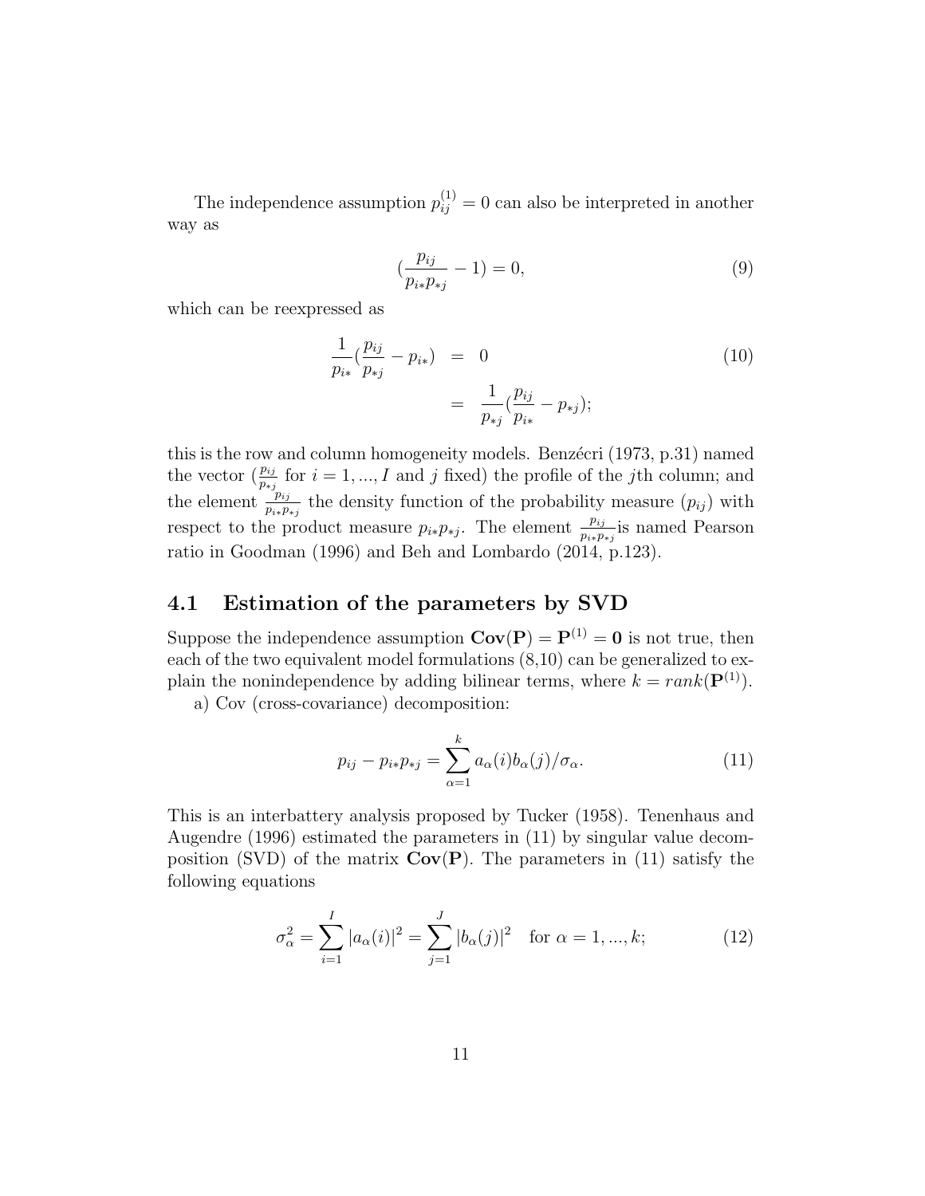The independence assumption $p_{ij}^{(1)} = 0$ can also be interpreted in another way as

$$(\frac{p_{ij}}{p_{i*}p_{*j}} - 1) = 0, \tag{9}$$

which can be reexpressed as

$$\begin{aligned} \frac{1}{p_{i*}}(\frac{p_{ij}}{p_{*j}} - p_{i*}) &= 0 \\ &= \frac{1}{p_{*j}}(\frac{p_{ij}}{p_{i*}} - p_{*j}); \end{aligned} \tag{10}$$

this is the row and column homogeneity models. Benzécri (1973, p.31) named the vector ($\frac{p_{ij}}{p_{*j}}$ for $i = 1, ..., I$ and $j$ fixed) the profile of the $j$th column; and the element $\frac{p_{ij}}{p_{i*}p_{*j}}$ the density function of the probability measure $(p_{ij})$ with respect to the product measure $p_{i*}p_{*j}$. The element $\frac{p_{ij}}{p_{i*}p_{*j}}$is named Pearson ratio in Goodman (1996) and Beh and Lombardo (2014, p.123).

## 4.1 Estimation of the parameters by SVD

Suppose the independence assumption $\mathbf{Cov}(\mathbf{P}) = \mathbf{P}^{(1)} = \mathbf{0}$ is not true, then each of the two equivalent model formulations (8,10) can be generalized to explain the nonindependence by adding bilinear terms, where $k = rank(\mathbf{P}^{(1)})$.

a) Cov (cross-covariance) decomposition:

$$p_{ij} - p_{i*}p_{*j} = \sum_{\alpha=1}^{k} a_\alpha(i) b_\alpha(j)/\sigma_\alpha. \tag{11}$$

This is an interbattery analysis proposed by Tucker (1958). Tenenhaus and Augendre (1996) estimated the parameters in (11) by singular value decomposition (SVD) of the matrix $\mathbf{Cov}(\mathbf{P})$. The parameters in (11) satisfy the following equations

$$\sigma_\alpha^2 = \sum_{i=1}^{I} |a_\alpha(i)|^2 = \sum_{j=1}^{J} |b_\alpha(j)|^2 \quad \text{for } \alpha = 1, ..., k; \tag{12}$$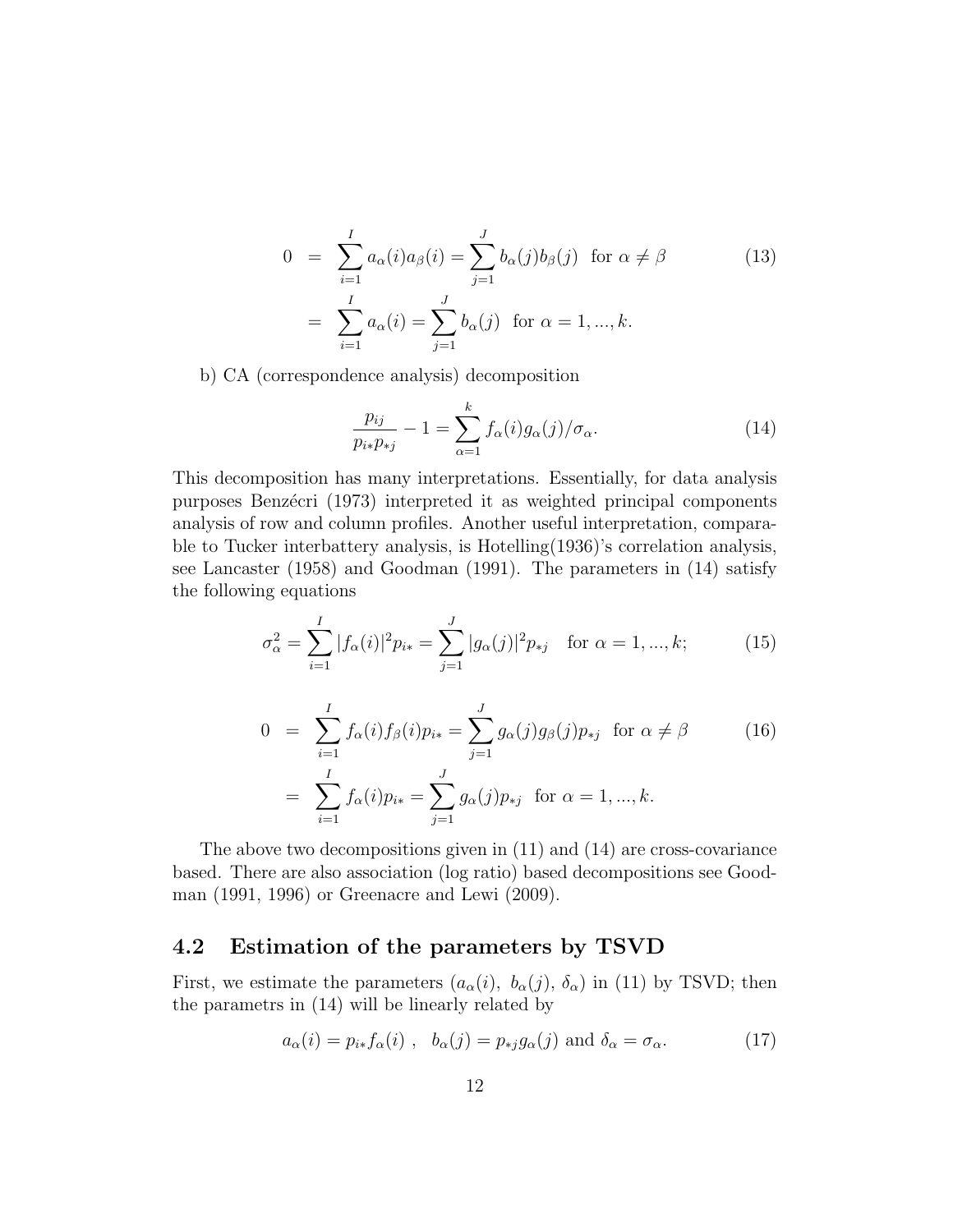$$
\begin{aligned}
0 &= \sum_{i=1}^{I} a_\alpha(i) a_\beta(i) = \sum_{j=1}^{J} b_\alpha(j) b_\beta(j) \quad \text{for } \alpha \neq \beta \\
&= \sum_{i=1}^{I} a_\alpha(i) = \sum_{j=1}^{J} b_\alpha(j) \quad \text{for } \alpha = 1, ..., k.
\end{aligned} \tag{13}
$$

b) CA (correspondence analysis) decomposition

$$
\frac{p_{ij}}{p_{i*}p_{*j}} - 1 = \sum_{\alpha=1}^{k} f_\alpha(i) g_\alpha(j) / \sigma_\alpha. \tag{14}
$$

This decomposition has many interpretations. Essentially, for data analysis purposes Benzécri (1973) interpreted it as weighted principal components analysis of row and column profiles. Another useful interpretation, comparable to Tucker interbattery analysis, is Hotelling(1936)'s correlation analysis, see Lancaster (1958) and Goodman (1991). The parameters in (14) satisfy the following equations

$$
\sigma_\alpha^2 = \sum_{i=1}^{I} |f_\alpha(i)|^2 p_{i*} = \sum_{j=1}^{J} |g_\alpha(j)|^2 p_{*j} \quad \text{for } \alpha = 1, ..., k; \tag{15}
$$

$$
\begin{aligned}
0 &= \sum_{i=1}^{I} f_\alpha(i) f_\beta(i) p_{i*} = \sum_{j=1}^{J} g_\alpha(j) g_\beta(j) p_{*j} \quad \text{for } \alpha \neq \beta \\
&= \sum_{i=1}^{I} f_\alpha(i) p_{i*} = \sum_{j=1}^{J} g_\alpha(j) p_{*j} \quad \text{for } \alpha = 1, ..., k.
\end{aligned} \tag{16}
$$

The above two decompositions given in (11) and (14) are cross-covariance based. There are also association (log ratio) based decompositions see Goodman (1991, 1996) or Greenacre and Lewi (2009).

## 4.2 Estimation of the parameters by TSVD

First, we estimate the parameters ($a_\alpha(i)$, $b_\alpha(j)$, $\delta_\alpha$) in (11) by TSVD; then the parametrs in (14) will be linearly related by

$$
a_\alpha(i) = p_{i*} f_\alpha(i) \ , \quad b_\alpha(j) = p_{*j} g_\alpha(j) \text{ and } \delta_\alpha = \sigma_\alpha. \tag{17}
$$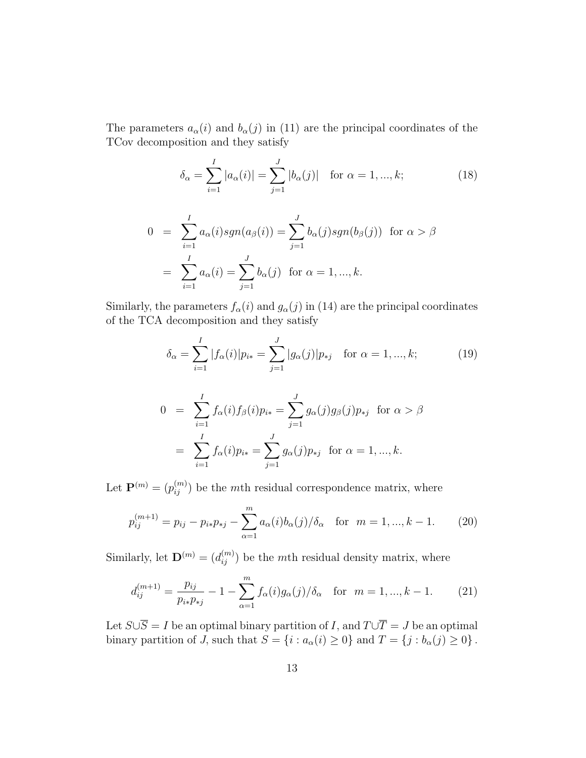The parameters $a_\alpha(i)$ and $b_\alpha(j)$ in (11) are the principal coordinates of the TCov decomposition and they satisfy

$$\delta_\alpha = \sum_{i=1}^{I} |a_\alpha(i)| = \sum_{j=1}^{J} |b_\alpha(j)| \quad \text{for } \alpha = 1, ..., k; \tag{18}$$

$$\begin{aligned} 0 &= \sum_{i=1}^{I} a_\alpha(i) sgn(a_\beta(i)) = \sum_{j=1}^{J} b_\alpha(j) sgn(b_\beta(j)) \ \text{ for } \alpha > \beta \\ &= \sum_{i=1}^{I} a_\alpha(i) = \sum_{j=1}^{J} b_\alpha(j) \ \text{ for } \alpha = 1, ..., k. \end{aligned}$$

Similarly, the parameters $f_\alpha(i)$ and $g_\alpha(j)$ in (14) are the principal coordinates of the TCA decomposition and they satisfy

$$\delta_\alpha = \sum_{i=1}^{I} |f_\alpha(i)| p_{i*} = \sum_{j=1}^{J} |g_\alpha(j)| p_{*j} \quad \text{for } \alpha = 1, ..., k; \tag{19}$$

$$\begin{aligned} 0 &= \sum_{i=1}^{I} f_\alpha(i) f_\beta(i) p_{i*} = \sum_{j=1}^{J} g_\alpha(j) g_\beta(j) p_{*j} \ \text{ for } \alpha > \beta \\ &= \sum_{i=1}^{I} f_\alpha(i) p_{i*} = \sum_{j=1}^{J} g_\alpha(j) p_{*j} \ \text{ for } \alpha = 1, ..., k. \end{aligned}$$

Let $\mathbf{P}^{(m)} = (p_{ij}^{(m)})$ be the $m$th residual correspondence matrix, where

$$p_{ij}^{(m+1)} = p_{ij} - p_{i*} p_{*j} - \sum_{\alpha=1}^{m} a_\alpha(i) b_\alpha(j)/\delta_\alpha \quad \text{for } \ m = 1, ..., k-1. \tag{20}$$

Similarly, let $\mathbf{D}^{(m)} = (d_{ij}^{(m)})$ be the $m$th residual density matrix, where

$$d_{ij}^{(m+1)} = \frac{p_{ij}}{p_{i*} p_{*j}} - 1 - \sum_{\alpha=1}^{m} f_\alpha(i) g_\alpha(j)/\delta_\alpha \quad \text{for } \ m = 1, ..., k-1. \tag{21}$$

Let $S \cup \overline{S} = I$ be an optimal binary partition of $I$, and $T \cup \overline{T} = J$ be an optimal binary partition of $J$, such that $S = \{i : a_\alpha(i) \geq 0\}$ and $T = \{j : b_\alpha(j) \geq 0\}$.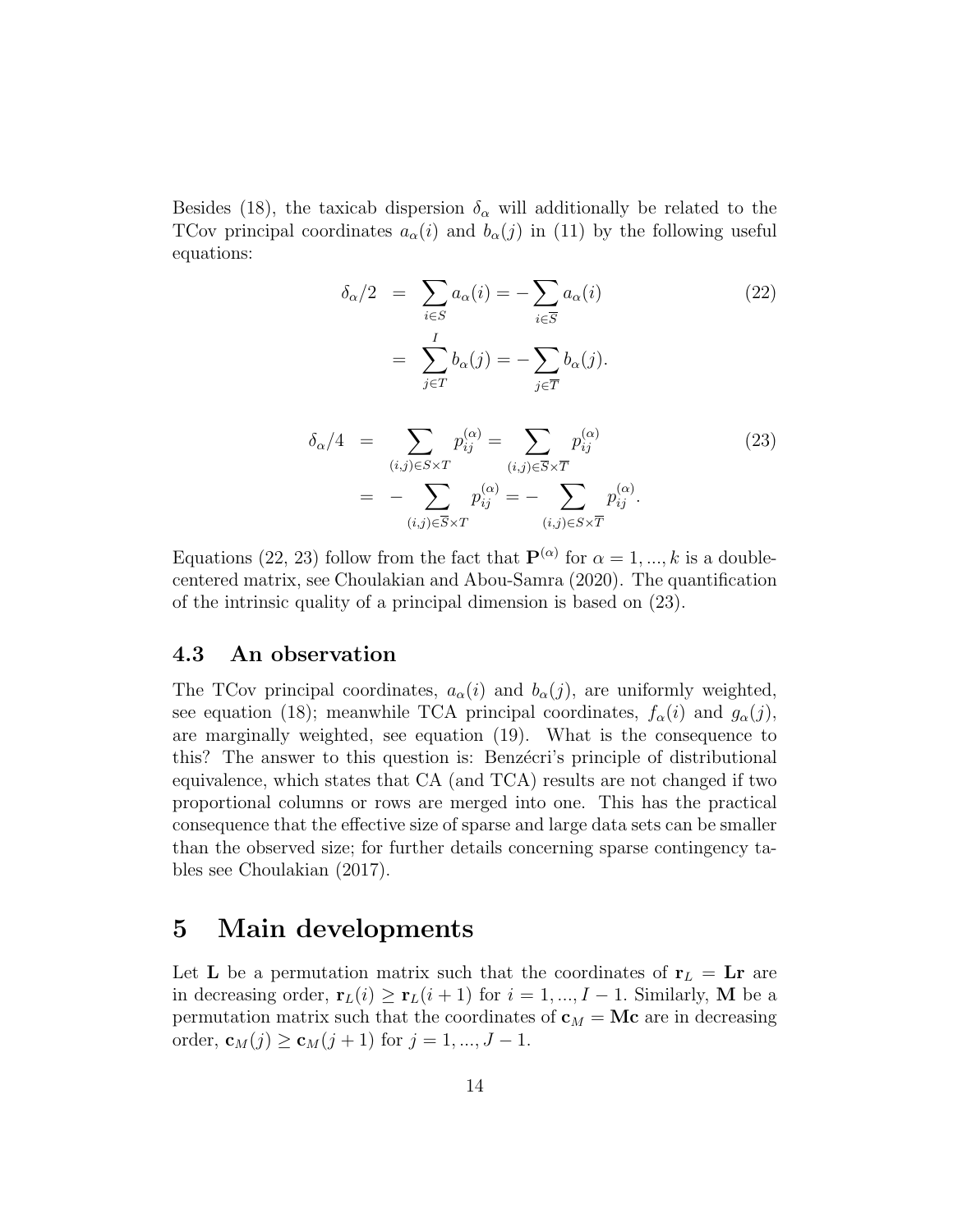Besides (18), the taxicab dispersion $\delta_\alpha$ will additionally be related to the TCov principal coordinates $a_\alpha(i)$ and $b_\alpha(j)$ in (11) by the following useful equations:

$$
\begin{aligned}
\delta_\alpha/2 &= \sum_{i\in S} a_\alpha(i) = -\sum_{i\in \overline{S}} a_\alpha(i) \\
&= \sum_{j\in T}^{I} b_\alpha(j) = -\sum_{j\in \overline{T}} b_\alpha(j).
\end{aligned}
\tag{22}
$$

$$
\begin{aligned}
\delta_\alpha/4 &= \sum_{(i,j)\in S\times T} p_{ij}^{(\alpha)} = \sum_{(i,j)\in \overline{S}\times \overline{T}} p_{ij}^{(\alpha)} \\
&= -\sum_{(i,j)\in \overline{S}\times T} p_{ij}^{(\alpha)} = -\sum_{(i,j)\in S\times \overline{T}} p_{ij}^{(\alpha)}.
\end{aligned}
\tag{23}
$$

Equations (22, 23) follow from the fact that $\mathbf{P}^{(\alpha)}$ for $\alpha = 1, ..., k$ is a double-centered matrix, see Choulakian and Abou-Samra (2020). The quantification of the intrinsic quality of a principal dimension is based on (23).

### 4.3 An observation

The TCov principal coordinates, $a_\alpha(i)$ and $b_\alpha(j)$, are uniformly weighted, see equation (18); meanwhile TCA principal coordinates, $f_\alpha(i)$ and $g_\alpha(j)$, are marginally weighted, see equation (19). What is the consequence to this? The answer to this question is: Benzécri's principle of distributional equivalence, which states that CA (and TCA) results are not changed if two proportional columns or rows are merged into one. This has the practical consequence that the effective size of sparse and large data sets can be smaller than the observed size; for further details concerning sparse contingency tables see Choulakian (2017).

## 5 Main developments

Let $\mathbf{L}$ be a permutation matrix such that the coordinates of $\mathbf{r}_L = \mathbf{Lr}$ are in decreasing order, $\mathbf{r}_L(i) \geq \mathbf{r}_L(i+1)$ for $i = 1, ..., I-1$. Similarly, $\mathbf{M}$ be a permutation matrix such that the coordinates of $\mathbf{c}_M = \mathbf{Mc}$ are in decreasing order, $\mathbf{c}_M(j) \geq \mathbf{c}_M(j+1)$ for $j = 1, ..., J-1$.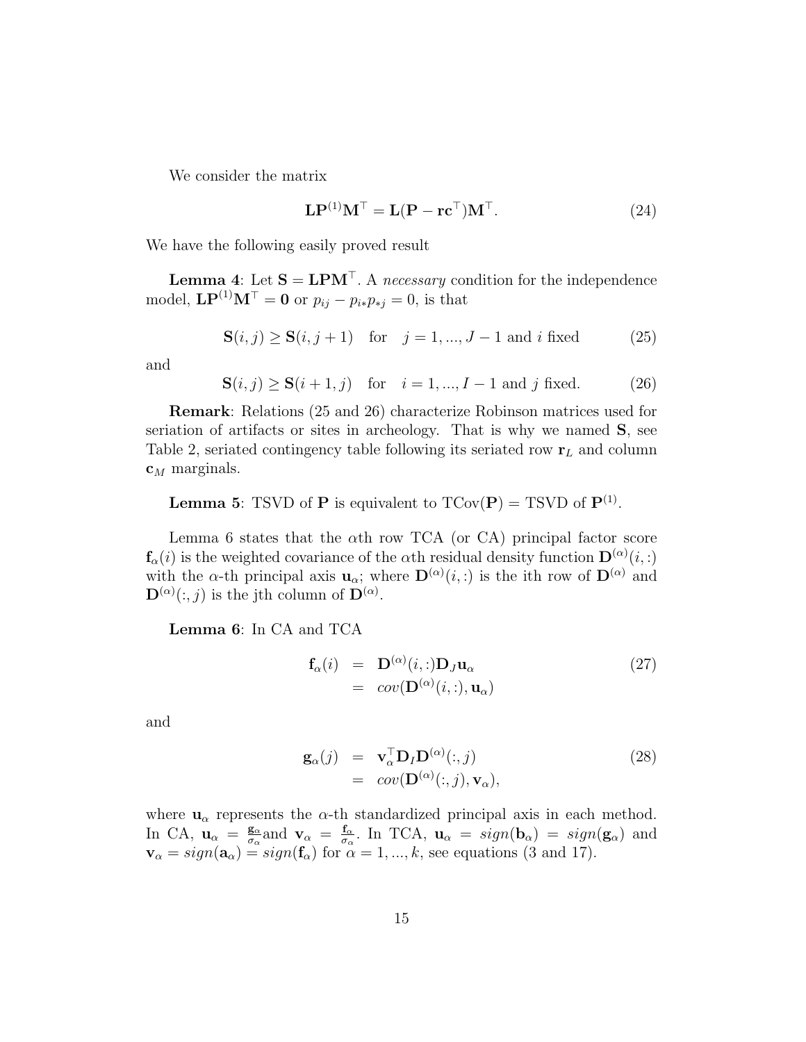We consider the matrix

$$\mathbf{L}\mathbf{P}^{(1)}\mathbf{M}^{\top} = \mathbf{L}(\mathbf{P} - \mathbf{r}\mathbf{c}^{\top})\mathbf{M}^{\top}. \tag{24}$$

We have the following easily proved result

**Lemma 4**: Let $\mathbf{S} = \mathbf{L}\mathbf{P}\mathbf{M}^{\top}$. A *necessary* condition for the independence model, $\mathbf{L}\mathbf{P}^{(1)}\mathbf{M}^{\top} = \mathbf{0}$ or $p_{ij} - p_{i*}p_{*j} = 0$, is that

$$\mathbf{S}(i,j) \geq \mathbf{S}(i,j+1) \quad \text{for} \quad j = 1,...,J-1 \text{ and } i \text{ fixed} \tag{25}$$

and

$$\mathbf{S}(i,j) \geq \mathbf{S}(i+1,j) \quad \text{for} \quad i = 1,...,I-1 \text{ and } j \text{ fixed.} \tag{26}$$

**Remark**: Relations (25 and 26) characterize Robinson matrices used for seriation of artifacts or sites in archeology. That is why we named $\mathbf{S}$, see Table 2, seriated contingency table following its seriated row $\mathbf{r}_L$ and column $\mathbf{c}_M$ marginals.

**Lemma 5**: TSVD of $\mathbf{P}$ is equivalent to TCov($\mathbf{P}$) = TSVD of $\mathbf{P}^{(1)}$.

Lemma 6 states that the $\alpha$th row TCA (or CA) principal factor score $\mathbf{f}_\alpha(i)$ is the weighted covariance of the $\alpha$th residual density function $\mathbf{D}^{(\alpha)}(i,:)$ with the $\alpha$-th principal axis $\mathbf{u}_\alpha$; where $\mathbf{D}^{(\alpha)}(i,:)$ is the ith row of $\mathbf{D}^{(\alpha)}$ and $\mathbf{D}^{(\alpha)}(:,j)$ is the jth column of $\mathbf{D}^{(\alpha)}$.

**Lemma 6**: In CA and TCA

$$\begin{aligned} \mathbf{f}_\alpha(i) &= \mathbf{D}^{(\alpha)}(i,:)\mathbf{D}_J\mathbf{u}_\alpha \\ &= cov(\mathbf{D}^{(\alpha)}(i,:), \mathbf{u}_\alpha) \end{aligned} \tag{27}$$

and

$$\begin{aligned} \mathbf{g}_\alpha(j) &= \mathbf{v}_\alpha^{\top}\mathbf{D}_I\mathbf{D}^{(\alpha)}(:,j) \\ &= cov(\mathbf{D}^{(\alpha)}(:,j), \mathbf{v}_\alpha), \end{aligned} \tag{28}$$

where $\mathbf{u}_\alpha$ represents the $\alpha$-th standardized principal axis in each method. In CA, $\mathbf{u}_\alpha = \frac{\mathbf{g}_\alpha}{\sigma_\alpha}$ and $\mathbf{v}_\alpha = \frac{\mathbf{f}_\alpha}{\sigma_\alpha}$. In TCA, $\mathbf{u}_\alpha = sign(\mathbf{b}_\alpha) = sign(\mathbf{g}_\alpha)$ and $\mathbf{v}_\alpha = sign(\mathbf{a}_\alpha) = sign(\mathbf{f}_\alpha)$ for $\alpha = 1,...,k$, see equations (3 and 17).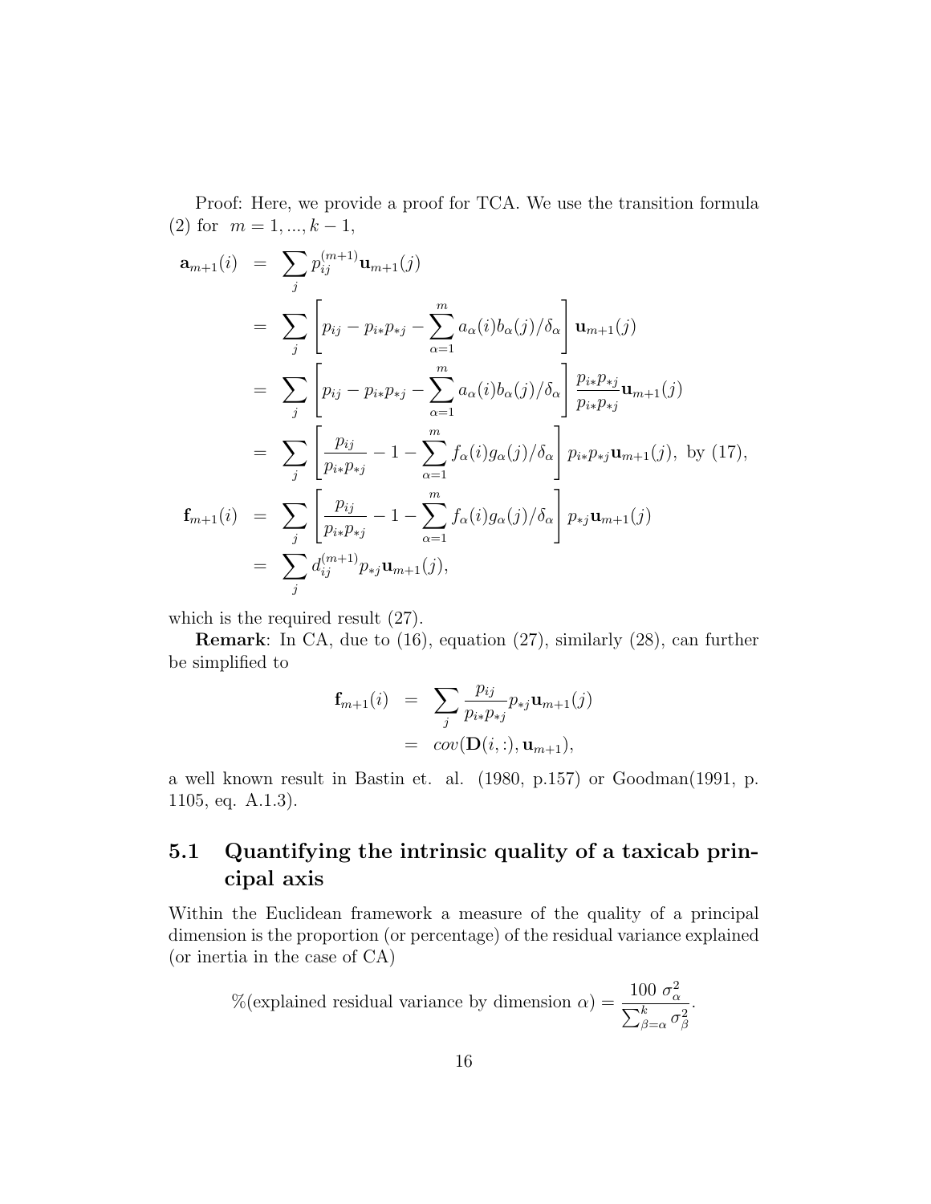Proof: Here, we provide a proof for TCA. We use the transition formula (2) for $m = 1, ..., k-1$,

$$
\begin{aligned}
\mathbf{a}_{m+1}(i) &= \sum_j p_{ij}^{(m+1)} \mathbf{u}_{m+1}(j) \\
&= \sum_j \left[ p_{ij} - p_{i*}p_{*j} - \sum_{\alpha=1}^{m} a_\alpha(i) b_\alpha(j)/\delta_\alpha \right] \mathbf{u}_{m+1}(j) \\
&= \sum_j \left[ p_{ij} - p_{i*}p_{*j} - \sum_{\alpha=1}^{m} a_\alpha(i) b_\alpha(j)/\delta_\alpha \right] \frac{p_{i*}p_{*j}}{p_{i*}p_{*j}} \mathbf{u}_{m+1}(j) \\
&= \sum_j \left[ \frac{p_{ij}}{p_{i*}p_{*j}} - 1 - \sum_{\alpha=1}^{m} f_\alpha(i) g_\alpha(j)/\delta_\alpha \right] p_{i*}p_{*j} \mathbf{u}_{m+1}(j), \text{ by (17)}, \\
\mathbf{f}_{m+1}(i) &= \sum_j \left[ \frac{p_{ij}}{p_{i*}p_{*j}} - 1 - \sum_{\alpha=1}^{m} f_\alpha(i) g_\alpha(j)/\delta_\alpha \right] p_{*j} \mathbf{u}_{m+1}(j) \\
&= \sum_j d_{ij}^{(m+1)} p_{*j} \mathbf{u}_{m+1}(j),
\end{aligned}
$$

which is the required result (27).

**Remark**: In CA, due to (16), equation (27), similarly (28), can further be simplified to

$$
\begin{aligned}
\mathbf{f}_{m+1}(i) &= \sum_j \frac{p_{ij}}{p_{i*}p_{*j}} p_{*j} \mathbf{u}_{m+1}(j) \\
&= cov(\mathbf{D}(i,:), \mathbf{u}_{m+1}),
\end{aligned}
$$

a well known result in Bastin et. al. (1980, p.157) or Goodman(1991, p. 1105, eq. A.1.3).

## 5.1 Quantifying the intrinsic quality of a taxicab principal axis

Within the Euclidean framework a measure of the quality of a principal dimension is the proportion (or percentage) of the residual variance explained (or inertia in the case of CA)

$$
\%(\text{explained residual variance by dimension } \alpha) = \frac{100\ \sigma_\alpha^2}{\sum_{\beta=\alpha}^{k} \sigma_\beta^2}.
$$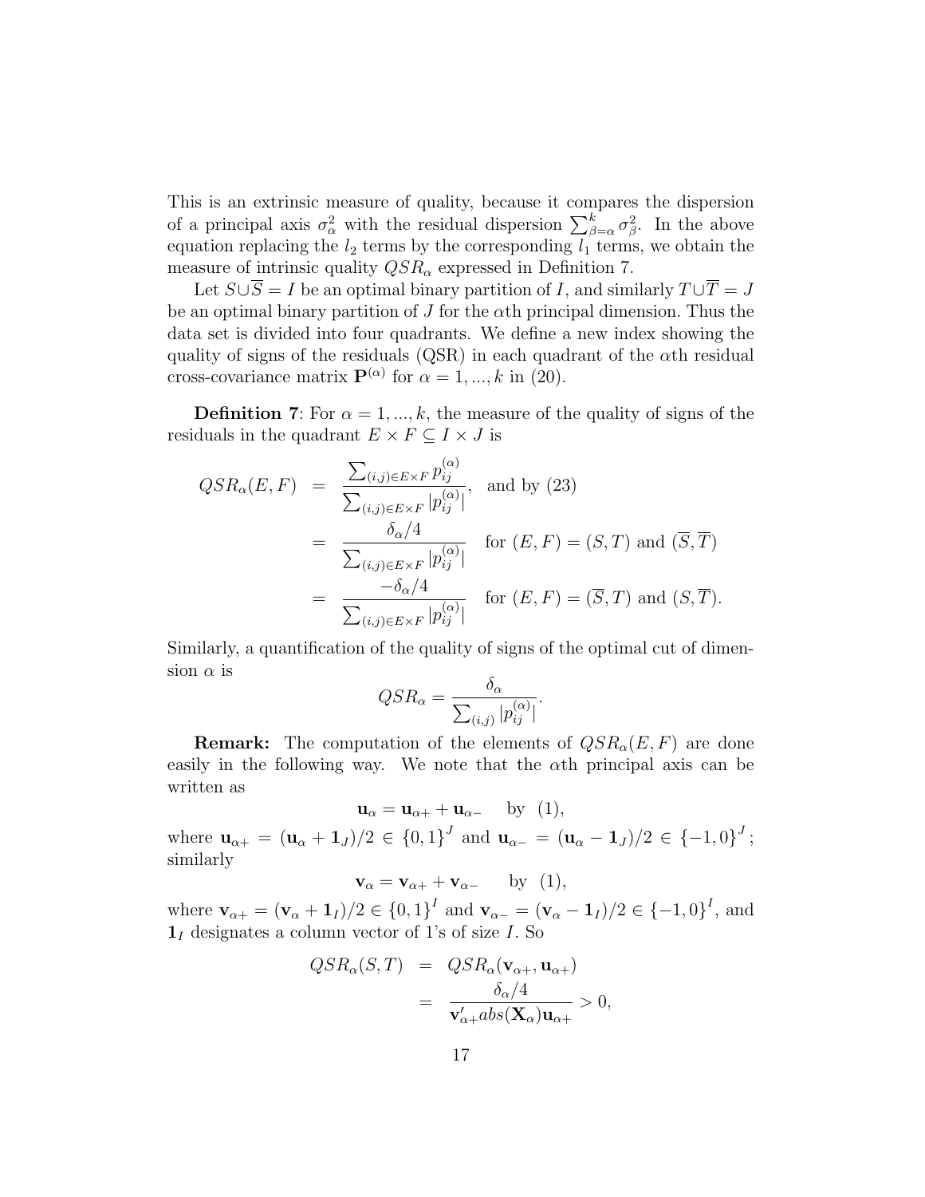This is an extrinsic measure of quality, because it compares the dispersion of a principal axis $\sigma_\alpha^2$ with the residual dispersion $\sum_{\beta=\alpha}^k \sigma_\beta^2$. In the above equation replacing the $l_2$ terms by the corresponding $l_1$ terms, we obtain the measure of intrinsic quality $QSR_\alpha$ expressed in Definition 7.

Let $S \cup \overline{S} = I$ be an optimal binary partition of $I$, and similarly $T \cup \overline{T} = J$ be an optimal binary partition of $J$ for the $\alpha$th principal dimension. Thus the data set is divided into four quadrants. We define a new index showing the quality of signs of the residuals (QSR) in each quadrant of the $\alpha$th residual cross-covariance matrix $\mathbf{P}^{(\alpha)}$ for $\alpha = 1, ..., k$ in (20).

**Definition 7**: For $\alpha = 1, ..., k$, the measure of the quality of signs of the residuals in the quadrant $E \times F \subseteq I \times J$ is

$$
\begin{aligned}
QSR_\alpha(E,F) &= \frac{\sum_{(i,j)\in E\times F} p_{ij}^{(\alpha)}}{\sum_{(i,j)\in E\times F} |p_{ij}^{(\alpha)}|}, \quad \text{and by (23)} \\
&= \frac{\delta_\alpha/4}{\sum_{(i,j)\in E\times F} |p_{ij}^{(\alpha)}|} \quad \text{for } (E,F) = (S,T) \text{ and } (\overline{S},\overline{T}) \\
&= \frac{-\delta_\alpha/4}{\sum_{(i,j)\in E\times F} |p_{ij}^{(\alpha)}|} \quad \text{for } (E,F) = (\overline{S},T) \text{ and } (S,\overline{T}).
\end{aligned}
$$

Similarly, a quantification of the quality of signs of the optimal cut of dimension $\alpha$ is

$$
QSR_\alpha = \frac{\delta_\alpha}{\sum_{(i,j)} |p_{ij}^{(\alpha)}|}.
$$

**Remark:** The computation of the elements of $QSR_\alpha(E,F)$ are done easily in the following way. We note that the $\alpha$th principal axis can be written as

$$
\mathbf{u}_\alpha = \mathbf{u}_{\alpha+} + \mathbf{u}_{\alpha-} \quad \text{by (1)},
$$

where $\mathbf{u}_{\alpha+} = (\mathbf{u}_\alpha + \mathbf{1}_J)/2 \in \{0,1\}^J$ and $\mathbf{u}_{\alpha-} = (\mathbf{u}_\alpha - \mathbf{1}_J)/2 \in \{-1,0\}^J$; similarly

$$
\mathbf{v}_\alpha = \mathbf{v}_{\alpha+} + \mathbf{v}_{\alpha-} \quad \text{by (1)},
$$

where $\mathbf{v}_{\alpha+} = (\mathbf{v}_\alpha + \mathbf{1}_I)/2 \in \{0,1\}^I$ and $\mathbf{v}_{\alpha-} = (\mathbf{v}_\alpha - \mathbf{1}_I)/2 \in \{-1,0\}^I$, and $\mathbf{1}_I$ designates a column vector of 1's of size $I$. So

$$
\begin{aligned}
QSR_\alpha(S,T) &= QSR_\alpha(\mathbf{v}_{\alpha+}, \mathbf{u}_{\alpha+}) \\
&= \frac{\delta_\alpha/4}{\mathbf{v}_{\alpha+}' abs(\mathbf{X}_\alpha)\mathbf{u}_{\alpha+}} > 0,
\end{aligned}
$$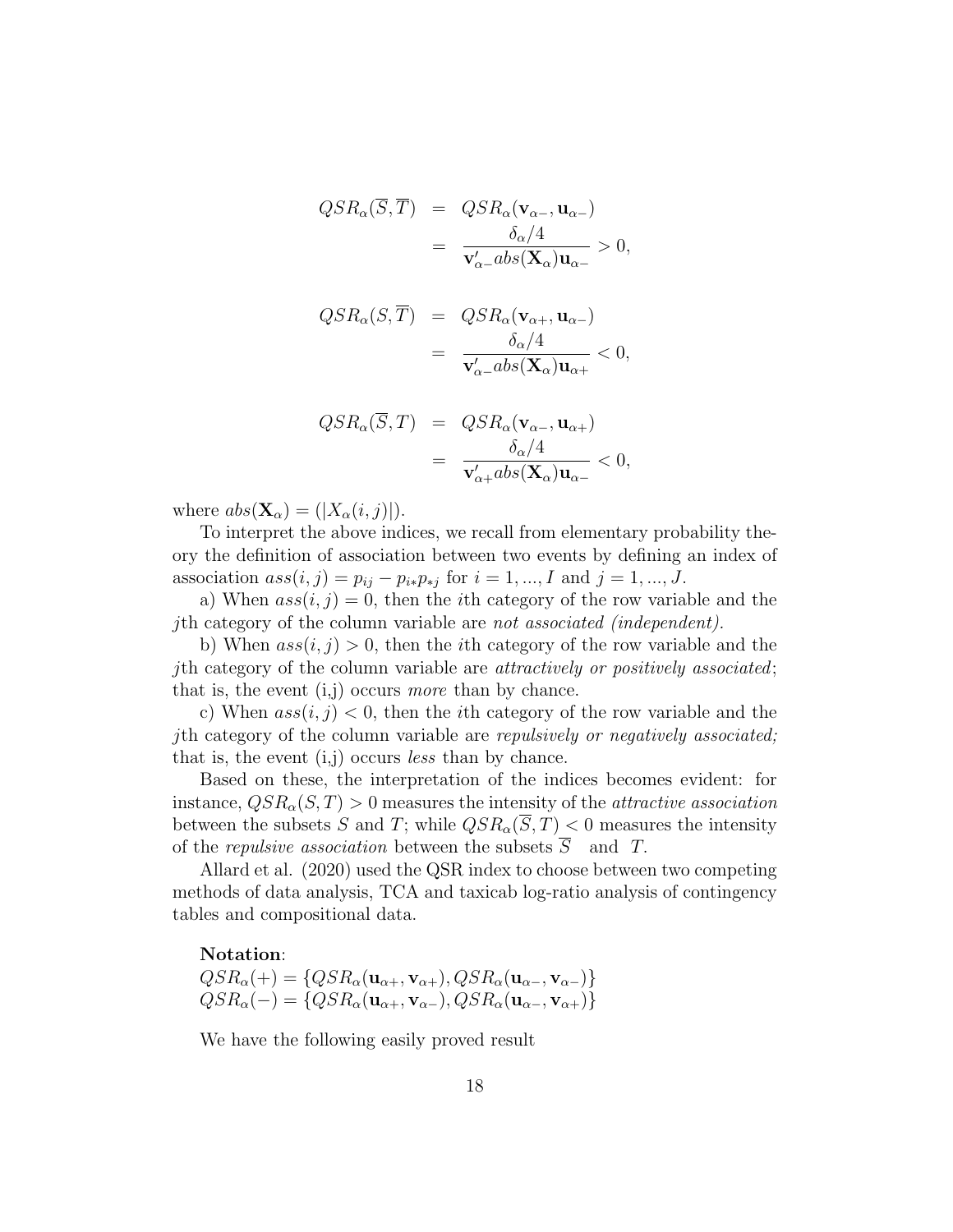$$
\begin{aligned}
QSR_\alpha(\overline{S},\overline{T}) &= QSR_\alpha(\mathbf{v}_{\alpha-},\mathbf{u}_{\alpha-}) \\
&= \frac{\delta_\alpha/4}{\mathbf{v}'_{\alpha-}abs(\mathbf{X}_\alpha)\mathbf{u}_{\alpha-}} > 0,
\end{aligned}
$$

$$
\begin{aligned}
QSR_\alpha(S,\overline{T}) &= QSR_\alpha(\mathbf{v}_{\alpha+},\mathbf{u}_{\alpha-}) \\
&= \frac{\delta_\alpha/4}{\mathbf{v}'_{\alpha-}abs(\mathbf{X}_\alpha)\mathbf{u}_{\alpha+}} < 0,
\end{aligned}
$$

$$
\begin{aligned}
QSR_\alpha(\overline{S},T) &= QSR_\alpha(\mathbf{v}_{\alpha-},\mathbf{u}_{\alpha+}) \\
&= \frac{\delta_\alpha/4}{\mathbf{v}'_{\alpha+}abs(\mathbf{X}_\alpha)\mathbf{u}_{\alpha-}} < 0,
\end{aligned}
$$

where $abs(\mathbf{X}_\alpha) = (|X_\alpha(i,j)|)$.

To interpret the above indices, we recall from elementary probability theory the definition of association between two events by defining an index of association $ass(i,j) = p_{ij} - p_{i*}p_{*j}$ for $i = 1,...,I$ and $j = 1,...,J$.

a) When $ass(i,j) = 0$, then the $i$th category of the row variable and the $j$th category of the column variable are *not associated (independent).*

b) When $ass(i,j) > 0$, then the $i$th category of the row variable and the $j$th category of the column variable are *attractively or positively associated*; that is, the event (i,j) occurs *more* than by chance.

c) When $ass(i,j) < 0$, then the $i$th category of the row variable and the $j$th category of the column variable are *repulsively or negatively associated;* that is, the event (i,j) occurs *less* than by chance.

Based on these, the interpretation of the indices becomes evident: for instance, $QSR_\alpha(S,T) > 0$ measures the intensity of the *attractive association* between the subsets $S$ and $T$; while $QSR_\alpha(\overline{S},T) < 0$ measures the intensity of the *repulsive association* between the subsets $\overline{S}$ and $T$.

Allard et al. (2020) used the QSR index to choose between two competing methods of data analysis, TCA and taxicab log-ratio analysis of contingency tables and compositional data.

**Notation**:
$QSR_\alpha(+) = \{QSR_\alpha(\mathbf{u}_{\alpha+},\mathbf{v}_{\alpha+}), QSR_\alpha(\mathbf{u}_{\alpha-},\mathbf{v}_{\alpha-})\}$
$QSR_\alpha(-) = \{QSR_\alpha(\mathbf{u}_{\alpha+},\mathbf{v}_{\alpha-}), QSR_\alpha(\mathbf{u}_{\alpha-},\mathbf{v}_{\alpha+})\}$

We have the following easily proved result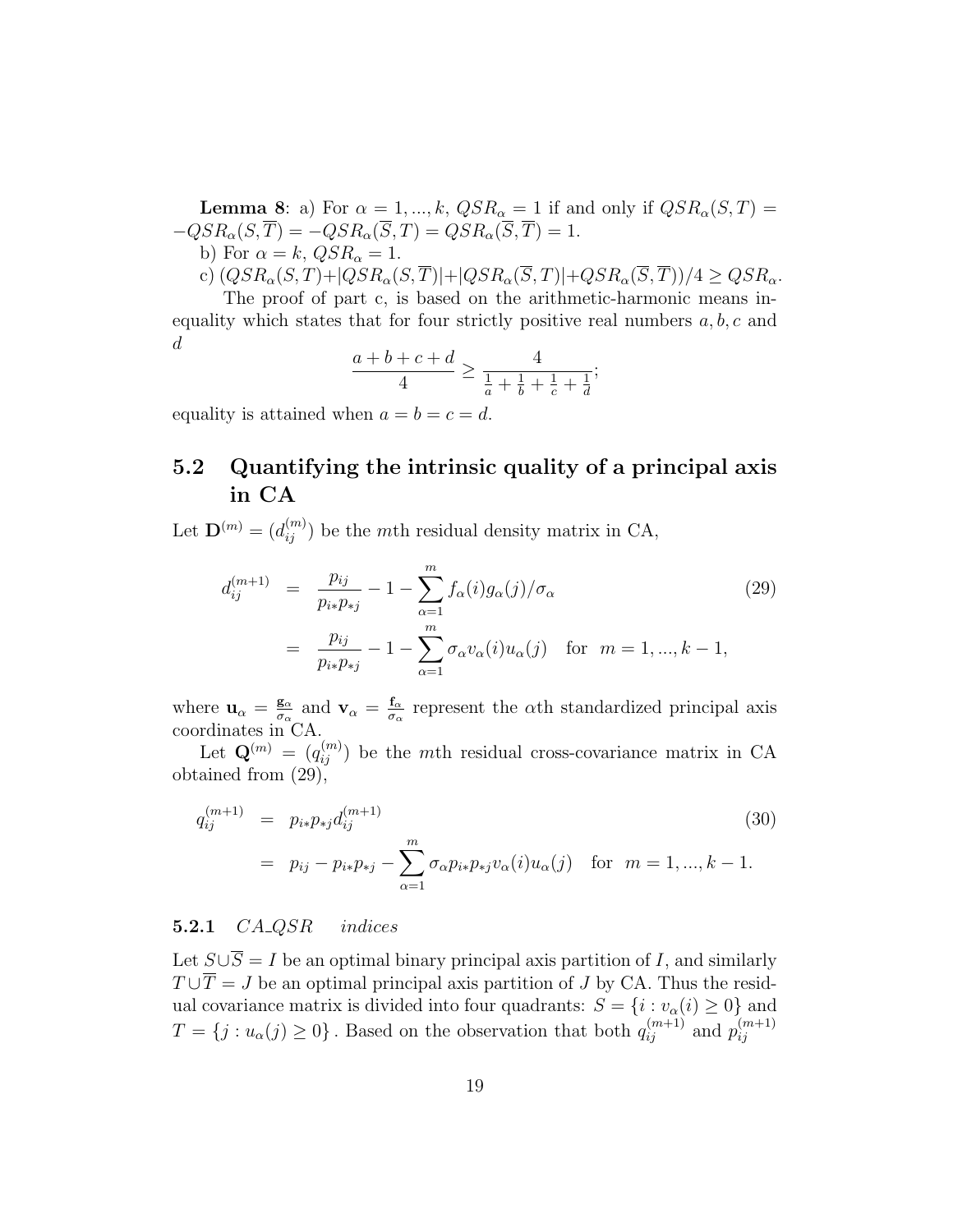**Lemma 8**: a) For $\alpha = 1, ..., k$, $QSR_\alpha = 1$ if and only if $QSR_\alpha(S,T) = -QSR_\alpha(S,\overline{T}) = -QSR_\alpha(\overline{S},T) = QSR_\alpha(\overline{S},\overline{T}) = 1$.

b) For $\alpha = k$, $QSR_\alpha = 1$.

c) $(QSR_\alpha(S,T)+|QSR_\alpha(S,\overline{T})|+|QSR_\alpha(\overline{S},T)|+QSR_\alpha(\overline{S},\overline{T}))/4 \geq QSR_\alpha$.

The proof of part c, is based on the arithmetic-harmonic means inequality which states that for four strictly positive real numbers $a, b, c$ and $d$

$$\frac{a+b+c+d}{4} \geq \frac{4}{\frac{1}{a}+\frac{1}{b}+\frac{1}{c}+\frac{1}{d}};$$

equality is attained when $a = b = c = d$.

## 5.2 Quantifying the intrinsic quality of a principal axis in CA

Let $\mathbf{D}^{(m)} = (d_{ij}^{(m)})$ be the $m$th residual density matrix in CA,

$$\begin{aligned} d_{ij}^{(m+1)} &= \frac{p_{ij}}{p_{i*}p_{*j}} - 1 - \sum_{\alpha=1}^{m} f_\alpha(i)g_\alpha(j)/\sigma_\alpha \\ &= \frac{p_{ij}}{p_{i*}p_{*j}} - 1 - \sum_{\alpha=1}^{m} \sigma_\alpha v_\alpha(i)u_\alpha(j) \quad \text{for} \quad m = 1, ..., k-1, \end{aligned} \tag{29}$$

where $\mathbf{u}_\alpha = \frac{\mathbf{g}_\alpha}{\sigma_\alpha}$ and $\mathbf{v}_\alpha = \frac{\mathbf{f}_\alpha}{\sigma_\alpha}$ represent the $\alpha$th standardized principal axis coordinates in CA.

Let $\mathbf{Q}^{(m)} = (q_{ij}^{(m)})$ be the $m$th residual cross-covariance matrix in CA obtained from (29),

$$\begin{aligned} q_{ij}^{(m+1)} &= p_{i*}p_{*j}d_{ij}^{(m+1)} \\ &= p_{ij} - p_{i*}p_{*j} - \sum_{\alpha=1}^{m} \sigma_\alpha p_{i*}p_{*j}v_\alpha(i)u_\alpha(j) \quad \text{for} \quad m = 1, ..., k-1. \end{aligned} \tag{30}$$

### 5.2.1 *CA_QSR indices*

Let $S \cup \overline{S} = I$ be an optimal binary principal axis partition of $I$, and similarly $T \cup \overline{T} = J$ be an optimal principal axis partition of $J$ by CA. Thus the residual covariance matrix is divided into four quadrants: $S = \{i : v_\alpha(i) \geq 0\}$ and $T = \{j : u_\alpha(j) \geq 0\}$. Based on the observation that both $q_{ij}^{(m+1)}$ and $p_{ij}^{(m+1)}$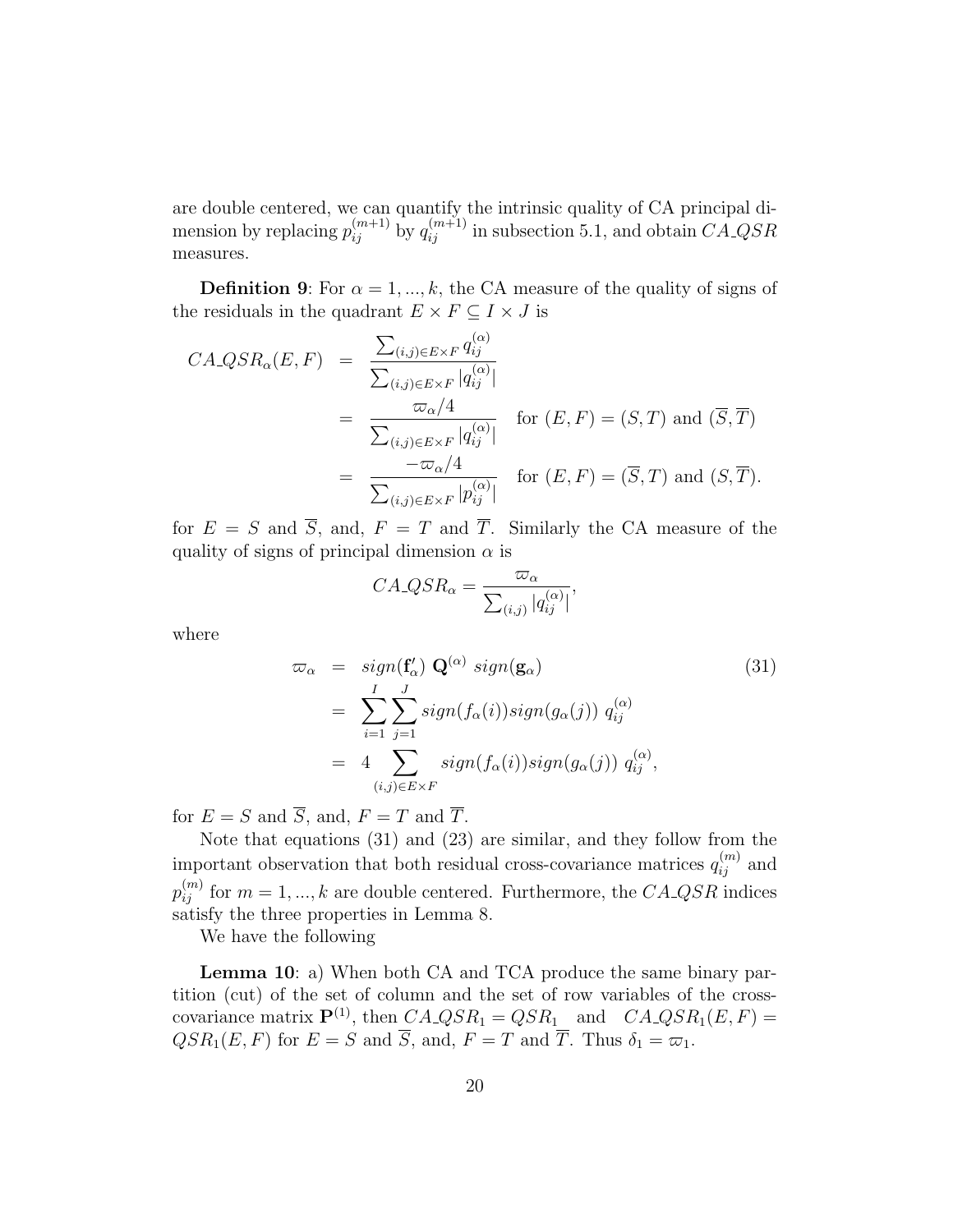are double centered, we can quantify the intrinsic quality of CA principal dimension by replacing $p_{ij}^{(m+1)}$ by $q_{ij}^{(m+1)}$ in subsection 5.1, and obtain $CA\_QSR$ measures.

**Definition 9**: For $\alpha = 1, ..., k$, the CA measure of the quality of signs of the residuals in the quadrant $E \times F \subseteq I \times J$ is

$$
\begin{aligned}
CA\_QSR_\alpha(E, F) &= \frac{\sum_{(i,j)\in E\times F} q_{ij}^{(\alpha)}}{\sum_{(i,j)\in E\times F} |q_{ij}^{(\alpha)}|} \\
&= \frac{\varpi_\alpha/4}{\sum_{(i,j)\in E\times F} |q_{ij}^{(\alpha)}|} \quad \text{for } (E, F) = (S, T) \text{ and } (\overline{S}, \overline{T}) \\
&= \frac{-\varpi_\alpha/4}{\sum_{(i,j)\in E\times F} |p_{ij}^{(\alpha)}|} \quad \text{for } (E, F) = (\overline{S}, T) \text{ and } (S, \overline{T}).
\end{aligned}
$$

for $E = S$ and $\overline{S}$, and, $F = T$ and $\overline{T}$. Similarly the CA measure of the quality of signs of principal dimension $\alpha$ is

$$
CA\_QSR_\alpha = \frac{\varpi_\alpha}{\sum_{(i,j)} |q_{ij}^{(\alpha)}|},
$$

where

$$
\begin{aligned}
\varpi_\alpha &= sign(\mathbf{f}'_\alpha)\ \mathbf{Q}^{(\alpha)}\ sign(\mathbf{g}_\alpha) \qquad (31) \\
&= \sum_{i=1}^{I}\sum_{j=1}^{J} sign(f_\alpha(i)) sign(g_\alpha(j))\ q_{ij}^{(\alpha)} \\
&= 4 \sum_{(i,j)\in E\times F} sign(f_\alpha(i)) sign(g_\alpha(j))\ q_{ij}^{(\alpha)},
\end{aligned}
$$

for $E = S$ and $\overline{S}$, and, $F = T$ and $\overline{T}$.

Note that equations (31) and (23) are similar, and they follow from the important observation that both residual cross-covariance matrices $q_{ij}^{(m)}$ and $p_{ij}^{(m)}$ for $m = 1, ..., k$ are double centered. Furthermore, the $CA\_QSR$ indices satisfy the three properties in Lemma 8.

We have the following

**Lemma 10**: a) When both CA and TCA produce the same binary partition (cut) of the set of column and the set of row variables of the cross-covariance matrix $\mathbf{P}^{(1)}$, then $CA\_QSR_1 = QSR_1$ and $CA\_QSR_1(E, F) = QSR_1(E, F)$ for $E = S$ and $\overline{S}$, and, $F = T$ and $\overline{T}$. Thus $\delta_1 = \varpi_1$.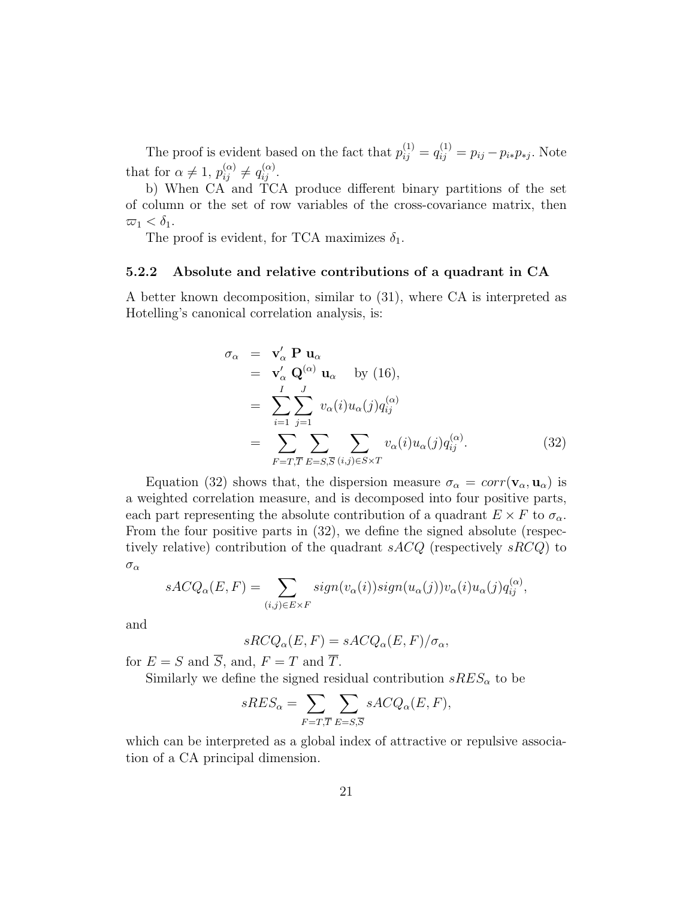The proof is evident based on the fact that $p_{ij}^{(1)} = q_{ij}^{(1)} = p_{ij} - p_{i*}p_{*j}$. Note that for $\alpha \neq 1$, $p_{ij}^{(\alpha)} \neq q_{ij}^{(\alpha)}$.

b) When CA and TCA produce different binary partitions of the set of column or the set of row variables of the cross-covariance matrix, then $\varpi_1 < \delta_1$.

The proof is evident, for TCA maximizes $\delta_1$.

### 5.2.2 Absolute and relative contributions of a quadrant in CA

A better known decomposition, similar to (31), where CA is interpreted as Hotelling's canonical correlation analysis, is:

$$
\begin{aligned}
\sigma_\alpha &= \mathbf{v}'_\alpha \ \mathbf{P} \ \mathbf{u}_\alpha \\
&= \mathbf{v}'_\alpha \ \mathbf{Q}^{(\alpha)} \ \mathbf{u}_\alpha \quad \text{by (16)}, \\
&= \sum_{i=1}^{I} \sum_{j=1}^{J} \ v_\alpha(i) u_\alpha(j) q_{ij}^{(\alpha)} \\
&= \sum_{F=T,\overline{T}} \sum_{E=S,\overline{S}} \sum_{(i,j)\in S\times T} v_\alpha(i) u_\alpha(j) q_{ij}^{(\alpha)}. \qquad (32)
\end{aligned}
$$

Equation (32) shows that, the dispersion measure $\sigma_\alpha = corr(\mathbf{v}_\alpha, \mathbf{u}_\alpha)$ is a weighted correlation measure, and is decomposed into four positive parts, each part representing the absolute contribution of a quadrant $E \times F$ to $\sigma_\alpha$. From the four positive parts in (32), we define the signed absolute (respectively relative) contribution of the quadrant $sACQ$ (respectively $sRCQ$) to $\sigma_\alpha$

$$
sACQ_\alpha(E,F) = \sum_{(i,j)\in E\times F} sign(v_\alpha(i)) sign(u_\alpha(j)) v_\alpha(i) u_\alpha(j) q_{ij}^{(\alpha)},
$$

and

$$
sRCQ_\alpha(E,F) = sACQ_\alpha(E,F)/\sigma_\alpha,
$$

for $E = S$ and $\overline{S}$, and, $F = T$ and $\overline{T}$.

Similarly we define the signed residual contribution $sRES_\alpha$ to be

$$
sRES_\alpha = \sum_{F=T,\overline{T}} \sum_{E=S,\overline{S}} sACQ_\alpha(E,F),
$$

which can be interpreted as a global index of attractive or repulsive association of a CA principal dimension.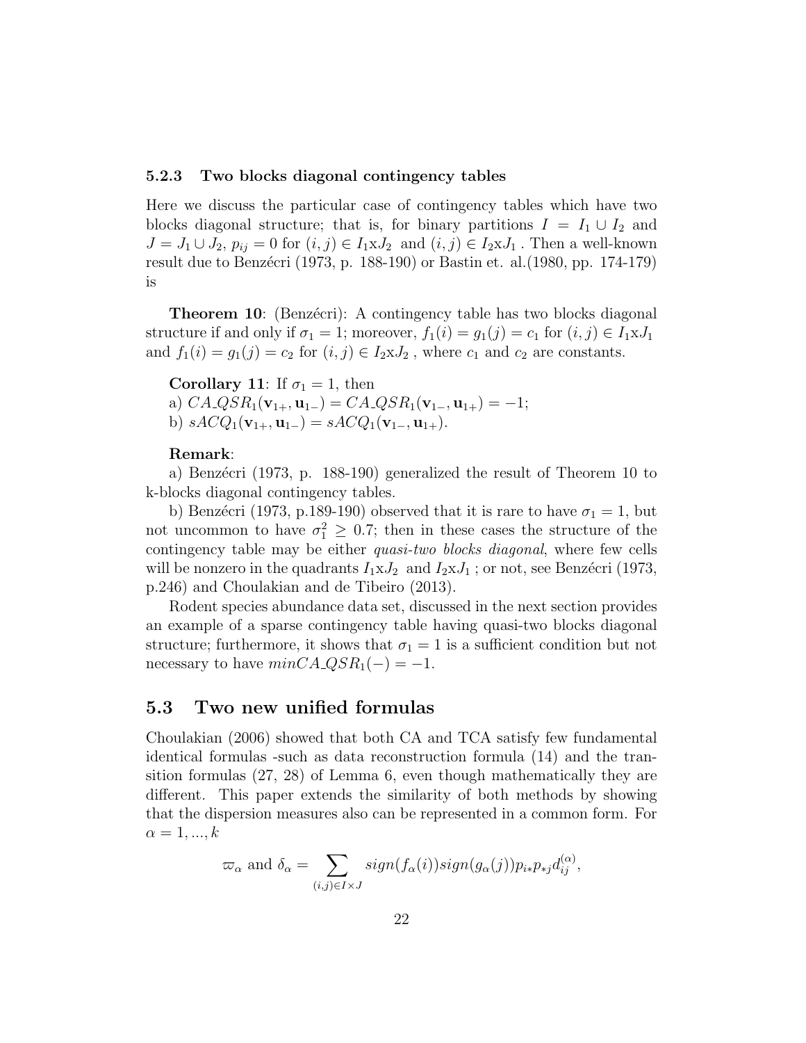### 5.2.3 Two blocks diagonal contingency tables

Here we discuss the particular case of contingency tables which have two blocks diagonal structure; that is, for binary partitions $I = I_1 \cup I_2$ and $J = J_1 \cup J_2$, $p_{ij} = 0$ for $(i,j) \in I_1 \text{x} J_2$ and $(i,j) \in I_2 \text{x} J_1$ . Then a well-known result due to Benzécri (1973, p. 188-190) or Bastin et. al.(1980, pp. 174-179) is

**Theorem 10**: (Benzécri): A contingency table has two blocks diagonal structure if and only if $\sigma_1 = 1$; moreover, $f_1(i) = g_1(j) = c_1$ for $(i,j) \in I_1 \text{x} J_1$ and $f_1(i) = g_1(j) = c_2$ for $(i,j) \in I_2 \text{x} J_2$ , where $c_1$ and $c_2$ are constants.

**Corollary 11**: If $\sigma_1 = 1$, then
a) $CA\_QSR_1(\mathbf{v}_{1+}, \mathbf{u}_{1-}) = CA\_QSR_1(\mathbf{v}_{1-}, \mathbf{u}_{1+}) = -1$;
b) $sACQ_1(\mathbf{v}_{1+}, \mathbf{u}_{1-}) = sACQ_1(\mathbf{v}_{1-}, \mathbf{u}_{1+})$.

**Remark**:
a) Benzécri (1973, p. 188-190) generalized the result of Theorem 10 to k-blocks diagonal contingency tables.
b) Benzécri (1973, p.189-190) observed that it is rare to have $\sigma_1 = 1$, but not uncommon to have $\sigma_1^2 \geq 0.7$; then in these cases the structure of the contingency table may be either *quasi-two blocks diagonal*, where few cells will be nonzero in the quadrants $I_1 \text{x} J_2$ and $I_2 \text{x} J_1$ ; or not, see Benzécri (1973, p.246) and Choulakian and de Tibeiro (2013).

Rodent species abundance data set, discussed in the next section provides an example of a sparse contingency table having quasi-two blocks diagonal structure; furthermore, it shows that $\sigma_1 = 1$ is a sufficient condition but not necessary to have $minCA\_QSR_1(-) = -1$.

## 5.3 Two new unified formulas

Choulakian (2006) showed that both CA and TCA satisfy few fundamental identical formulas -such as data reconstruction formula (14) and the transition formulas (27, 28) of Lemma 6, even though mathematically they are different. This paper extends the similarity of both methods by showing that the dispersion measures also can be represented in a common form. For $\alpha = 1, ..., k$

$$\varpi_\alpha \text{ and } \delta_\alpha = \sum_{(i,j) \in I \times J} sign(f_\alpha(i)) sign(g_\alpha(j)) p_{i*} p_{*j} d_{ij}^{(\alpha)},$$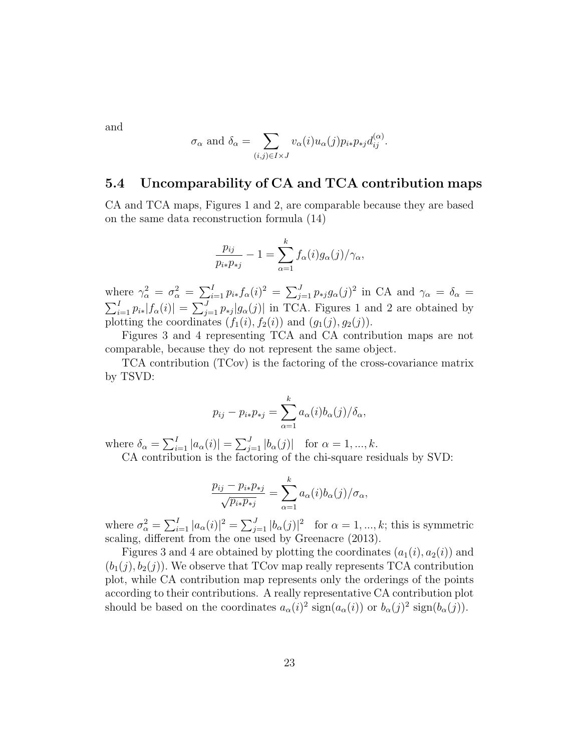and

$$\sigma_\alpha \text{ and } \delta_\alpha = \sum_{(i,j)\in I\times J} v_\alpha(i)u_\alpha(j)p_{i*}p_{*j}d_{ij}^{(\alpha)}.$$

## 5.4 Uncomparability of CA and TCA contribution maps

CA and TCA maps, Figures 1 and 2, are comparable because they are based on the same data reconstruction formula (14)

$$\frac{p_{ij}}{p_{i*}p_{*j}} - 1 = \sum_{\alpha=1}^{k} f_\alpha(i)g_\alpha(j)/\gamma_\alpha,$$

where $\gamma_\alpha^2 = \sigma_\alpha^2 = \sum_{i=1}^{I} p_{i*}f_\alpha(i)^2 = \sum_{j=1}^{J} p_{*j}g_\alpha(j)^2$ in CA and $\gamma_\alpha = \delta_\alpha = \sum_{i=1}^{I} p_{i*}|f_\alpha(i)| = \sum_{j=1}^{J} p_{*j}|g_\alpha(j)|$ in TCA. Figures 1 and 2 are obtained by plotting the coordinates $(f_1(i), f_2(i))$ and $(g_1(j), g_2(j))$.

Figures 3 and 4 representing TCA and CA contribution maps are not comparable, because they do not represent the same object.

TCA contribution (TCov) is the factoring of the cross-covariance matrix by TSVD:

$$p_{ij} - p_{i*}p_{*j} = \sum_{\alpha=1}^{k} a_\alpha(i)b_\alpha(j)/\delta_\alpha,$$

where $\delta_\alpha = \sum_{i=1}^{I} |a_\alpha(i)| = \sum_{j=1}^{J} |b_\alpha(j)| \quad \text{for } \alpha = 1, ..., k.$

CA contribution is the factoring of the chi-square residuals by SVD:

$$\frac{p_{ij} - p_{i*}p_{*j}}{\sqrt{p_{i*}p_{*j}}} = \sum_{\alpha=1}^{k} a_\alpha(i)b_\alpha(j)/\sigma_\alpha,$$

where $\sigma_\alpha^2 = \sum_{i=1}^{I} |a_\alpha(i)|^2 = \sum_{j=1}^{J} |b_\alpha(j)|^2 \quad \text{for } \alpha = 1, ..., k$; this is symmetric scaling, different from the one used by Greenacre (2013).

Figures 3 and 4 are obtained by plotting the coordinates $(a_1(i), a_2(i))$ and $(b_1(j), b_2(j))$. We observe that TCov map really represents TCA contribution plot, while CA contribution map represents only the orderings of the points according to their contributions. A really representative CA contribution plot should be based on the coordinates $a_\alpha(i)^2 \text{ sign}(a_\alpha(i))$ or $b_\alpha(j)^2 \text{ sign}(b_\alpha(j))$.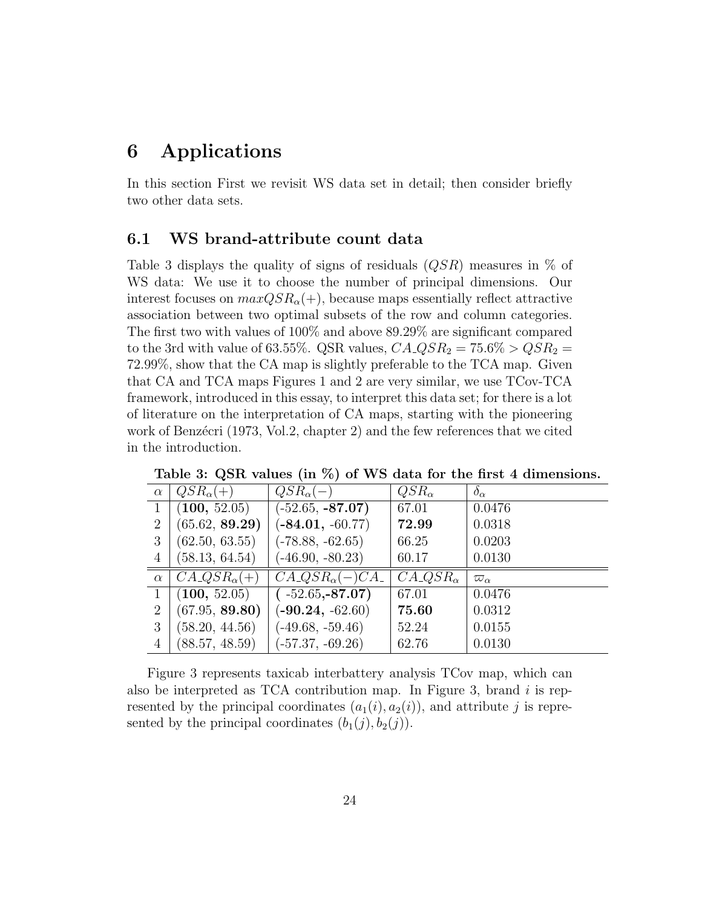# 6 Applications

In this section First we revisit WS data set in detail; then consider briefly two other data sets.

## 6.1 WS brand-attribute count data

Table 3 displays the quality of signs of residuals ($QSR$) measures in % of WS data: We use it to choose the number of principal dimensions. Our interest focuses on $maxQSR_\alpha(+)$, because maps essentially reflect attractive association between two optimal subsets of the row and column categories. The first two with values of 100% and above 89.29% are significant compared to the 3rd with value of 63.55%. QSR values, $CA\_QSR_2 = 75.6\% > QSR_2 = 72.99\%$, show that the CA map is slightly preferable to the TCA map. Given that CA and TCA maps Figures 1 and 2 are very similar, we use TCov-TCA framework, introduced in this essay, to interpret this data set; for there is a lot of literature on the interpretation of CA maps, starting with the pioneering work of Benzécri (1973, Vol.2, chapter 2) and the few references that we cited in the introduction.

**Table 3: QSR values (in %) of WS data for the first 4 dimensions.**

| $\alpha$ | $QSR_\alpha(+)$ | $QSR_\alpha(-)$ | $QSR_\alpha$ | $\delta_\alpha$ |
|---|---|---|---|---|
| 1 | (**100,** 52.05) | (-52.65, **-87.07)** | 67.01 | 0.0476 |
| 2 | (65.62, **89.29)** | (**-84.01,** -60.77) | **72.99** | 0.0318 |
| 3 | (62.50, 63.55) | (-78.88, -62.65) | 66.25 | 0.0203 |
| 4 | (58.13, 64.54) | (-46.90, -80.23) | 60.17 | 0.0130 |
| $\alpha$ | $CA\_QSR_\alpha(+)$ | $CA\_QSR_\alpha(-)CA\_$ | $CA\_QSR_\alpha$ | $\varpi_\alpha$ |
| 1 | (**100,** 52.05) | ( -52.65,**-87.07)** | 67.01 | 0.0476 |
| 2 | (67.95, **89.80)** | (**-90.24,** -62.60) | **75.60** | 0.0312 |
| 3 | (58.20, 44.56) | (-49.68, -59.46) | 52.24 | 0.0155 |
| 4 | (88.57, 48.59) | (-57.37, -69.26) | 62.76 | 0.0130 |

Figure 3 represents taxicab interbattery analysis TCov map, which can also be interpreted as TCA contribution map. In Figure 3, brand $i$ is represented by the principal coordinates $(a_1(i), a_2(i))$, and attribute $j$ is represented by the principal coordinates $(b_1(j), b_2(j))$.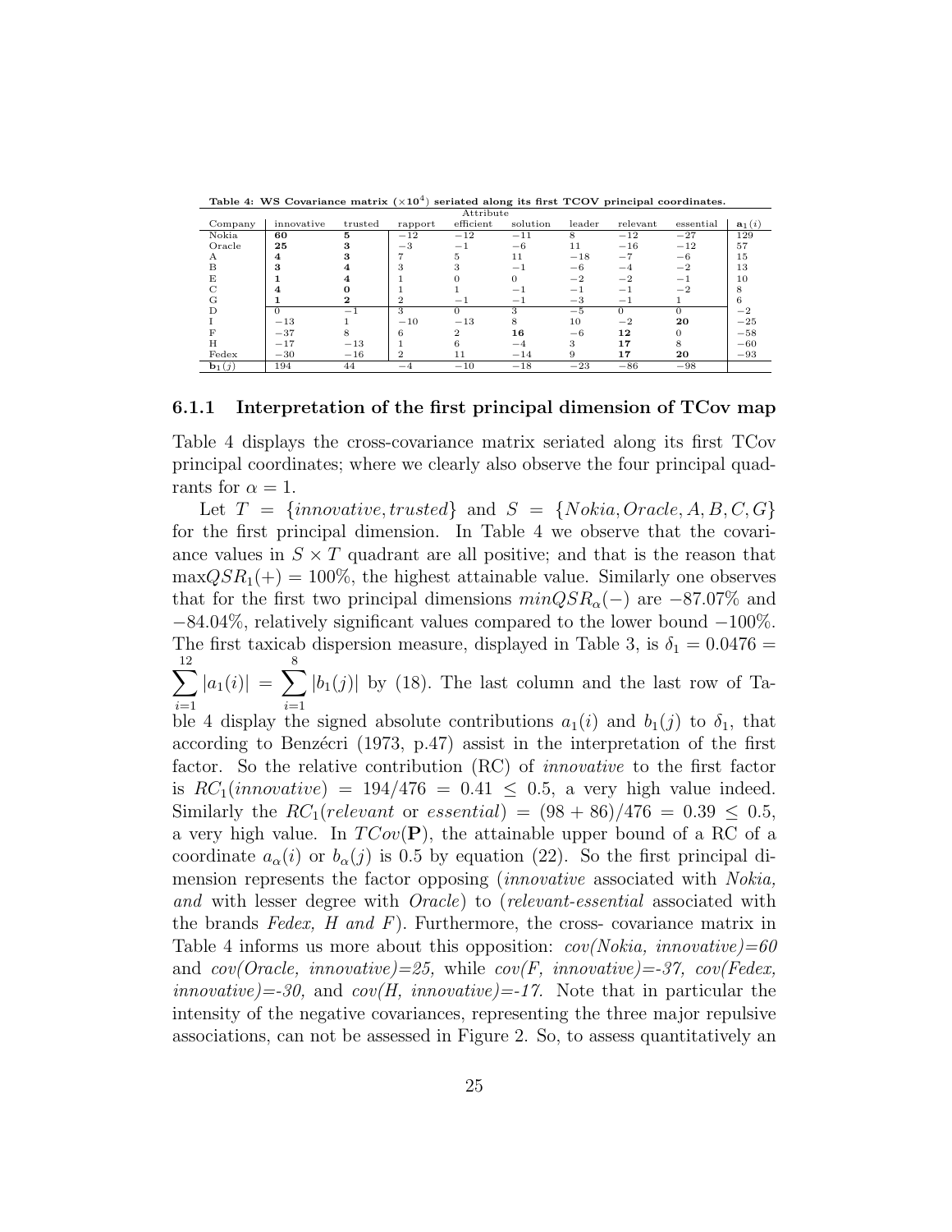**Table 4: WS Covariance matrix ($\times 10^4$) seriated along its first TCOV principal coordinates.**

| | Attribute | | | | | | | | |
|---|---|---|---|---|---|---|---|---|---|
| Company | innovative | trusted | rapport | efficient | solution | leader | relevant | essential | $\mathbf{a}_1(i)$ |
| Nokia | **60** | **5** | −12 | −12 | −11 | 8 | −12 | −27 | 129 |
| Oracle | **25** | **3** | −3 | −1 | −6 | 11 | −16 | −12 | 57 |
| A | **4** | **3** | 7 | 5 | 11 | −18 | −7 | −6 | 15 |
| B | **3** | **4** | 3 | 3 | −1 | −6 | −4 | −2 | 13 |
| E | **1** | **4** | 1 | 0 | 0 | −2 | −2 | −1 | 10 |
| C | **4** | **0** | 1 | 1 | −1 | −1 | −1 | −2 | 8 |
| G | **1** | **2** | 2 | −1 | −1 | −3 | −1 | 1 | 6 |
| D | 0 | −1 | 3 | 0 | 3 | −5 | 0 | 0 | −2 |
| I | −13 | 1 | −10 | −13 | 8 | 10 | −2 | **20** | −25 |
| F | −37 | 8 | 6 | 2 | **16** | −6 | **12** | 0 | −58 |
| H | −17 | −13 | 1 | 6 | −4 | 3 | **17** | 8 | −60 |
| Fedex | −30 | −16 | 2 | 11 | −14 | 9 | **17** | **20** | −93 |
| $\mathbf{b}_1(j)$ | 194 | 44 | −4 | −10 | −18 | −23 | −86 | −98 | |

### 6.1.1 Interpretation of the first principal dimension of TCov map

Table 4 displays the cross-covariance matrix seriated along its first TCov principal coordinates; where we clearly also observe the four principal quadrants for $\alpha = 1$.

Let $T = \{innovative, trusted\}$ and $S = \{Nokia, Oracle, A, B, C, G\}$ for the first principal dimension. In Table 4 we observe that the covariance values in $S \times T$ quadrant are all positive; and that is the reason that $\max QSR_1(+) = 100\%$, the highest attainable value. Similarly one observes that for the first two principal dimensions $minQSR_\alpha(-)$ are $-87.07\%$ and $-84.04\%$, relatively significant values compared to the lower bound $-100\%$. The first taxicab dispersion measure, displayed in Table 3, is $\delta_1 = 0.0476 = \sum_{i=1}^{12} |a_1(i)| = \sum_{i=1}^{8} |b_1(j)|$ by (18). The last column and the last row of Table 4 display the signed absolute contributions $a_1(i)$ and $b_1(j)$ to $\delta_1$, that according to Benzécri (1973, p.47) assist in the interpretation of the first factor. So the relative contribution (RC) of *innovative* to the first factor is $RC_1(innovative) = 194/476 = 0.41 \leq 0.5$, a very high value indeed. Similarly the $RC_1(relevant \text{ or } essential) = (98 + 86)/476 = 0.39 \leq 0.5$, a very high value. In $TCov(\mathbf{P})$, the attainable upper bound of a RC of a coordinate $a_\alpha(i)$ or $b_\alpha(j)$ is 0.5 by equation (22). So the first principal dimension represents the factor opposing (*innovative* associated with *Nokia, and* with lesser degree with *Oracle*) to (*relevant-essential* associated with the brands *Fedex, H and F*). Furthermore, the cross- covariance matrix in Table 4 informs us more about this opposition: *cov(Nokia, innovative)=60* and *cov(Oracle, innovative)=25,* while *cov(F, innovative)=-37, cov(Fedex, innovative)=-30,* and *cov(H, innovative)=-17.* Note that in particular the intensity of the negative covariances, representing the three major repulsive associations, can not be assessed in Figure 2. So, to assess quantitatively an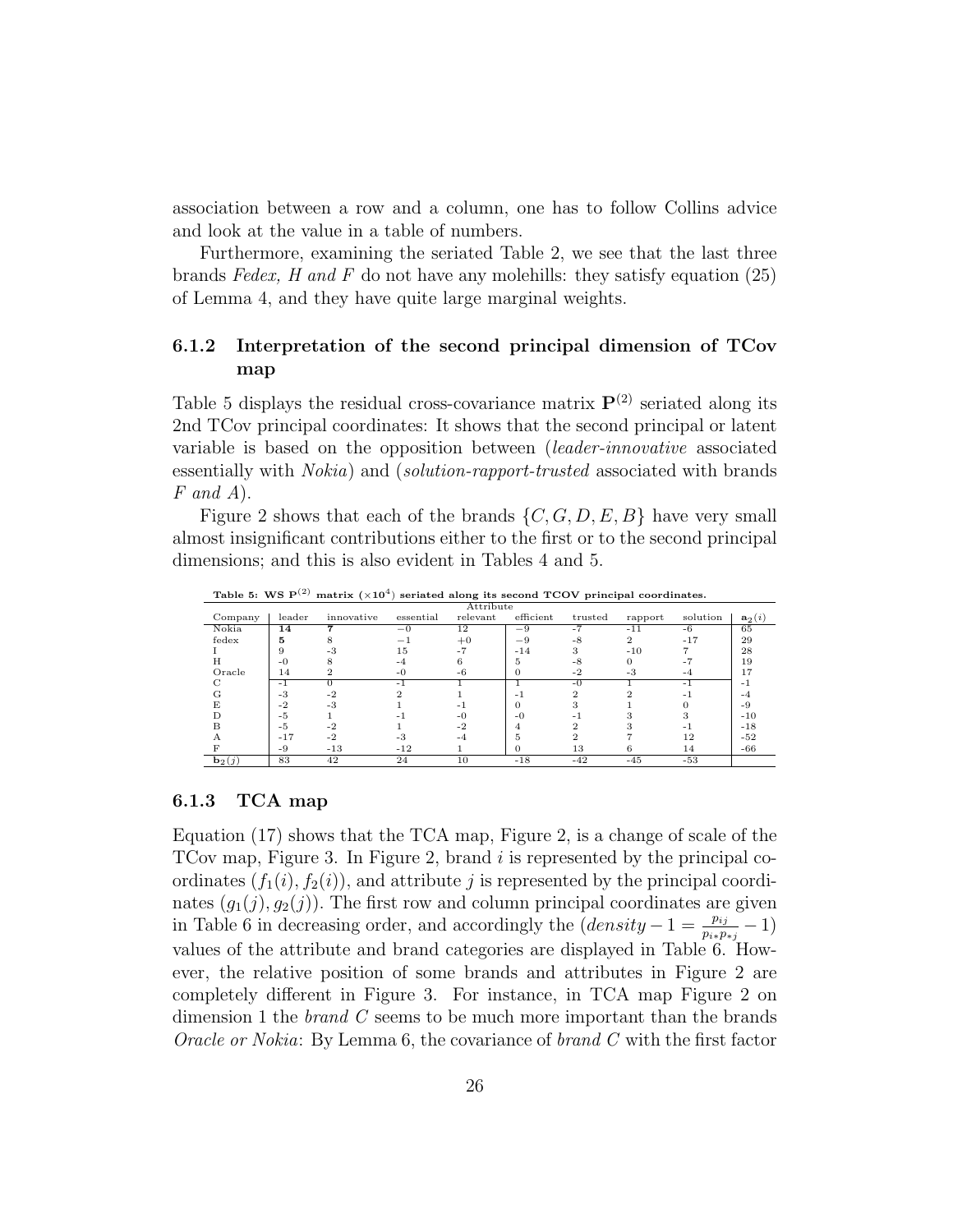association between a row and a column, one has to follow Collins advice and look at the value in a table of numbers.

Furthermore, examining the seriated Table 2, we see that the last three brands *Fedex, H and F* do not have any molehills: they satisfy equation (25) of Lemma 4, and they have quite large marginal weights.

### 6.1.2 Interpretation of the second principal dimension of TCov map

Table 5 displays the residual cross-covariance matrix $\mathbf{P}^{(2)}$ seriated along its 2nd TCov principal coordinates: It shows that the second principal or latent variable is based on the opposition between (*leader-innovative* associated essentially with *Nokia*) and (*solution-rapport-trusted* associated with brands *F and A*).

Figure 2 shows that each of the brands $\{C, G, D, E, B\}$ have very small almost insignificant contributions either to the first or to the second principal dimensions; and this is also evident in Tables 4 and 5.

**Table 5: WS $\mathbf{P}^{(2)}$ matrix ($\times 10^4$) seriated along its second TCOV principal coordinates.**

| | Attribute | | | | | | | | |
|---|---|---|---|---|---|---|---|---|---|
| Company | leader | innovative | essential | relevant | efficient | trusted | rapport | solution | $\mathbf{a}_2(i)$ |
| Nokia | **14** | **7** | $-0$ | 12 | $-9$ | -7 | -11 | -6 | 65 |
| fedex | **5** | 8 | $-1$ | $+0$ | $-9$ | -8 | 2 | -17 | 29 |
| I | 9 | -3 | 15 | -7 | -14 | 3 | -10 | 7 | 28 |
| H | -0 | 8 | -4 | 6 | 5 | -8 | 0 | -7 | 19 |
| Oracle | 14 | 2 | -0 | -6 | 0 | -2 | -3 | -4 | 17 |
| C | -1 | 0 | -1 | 1 | 1 | -0 | 1 | -1 | -1 |
| G | -3 | -2 | 2 | 1 | -1 | 2 | 2 | -1 | -4 |
| E | -2 | -3 | 1 | -1 | 0 | 3 | 1 | 0 | -9 |
| D | -5 | 1 | -1 | -0 | -0 | -1 | 3 | 3 | -10 |
| B | -5 | -2 | 1 | -2 | 4 | 2 | 3 | -1 | -18 |
| A | -17 | -2 | -3 | -4 | 5 | 2 | 7 | 12 | -52 |
| F | -9 | -13 | -12 | 1 | 0 | 13 | 6 | 14 | -66 |
| $\mathbf{b}_2(j)$ | 83 | 42 | 24 | 10 | -18 | -42 | -45 | -53 | |

### 6.1.3 TCA map

Equation (17) shows that the TCA map, Figure 2, is a change of scale of the TCov map, Figure 3. In Figure 2, brand $i$ is represented by the principal coordinates $(f_1(i), f_2(i))$, and attribute $j$ is represented by the principal coordinates $(g_1(j), g_2(j))$. The first row and column principal coordinates are given in Table 6 in decreasing order, and accordingly the $(density - 1 = \frac{p_{ij}}{p_{i*}p_{*j}} - 1)$ values of the attribute and brand categories are displayed in Table 6. However, the relative position of some brands and attributes in Figure 2 are completely different in Figure 3. For instance, in TCA map Figure 2 on dimension 1 the *brand C* seems to be much more important than the brands *Oracle or Nokia*: By Lemma 6, the covariance of *brand C* with the first factor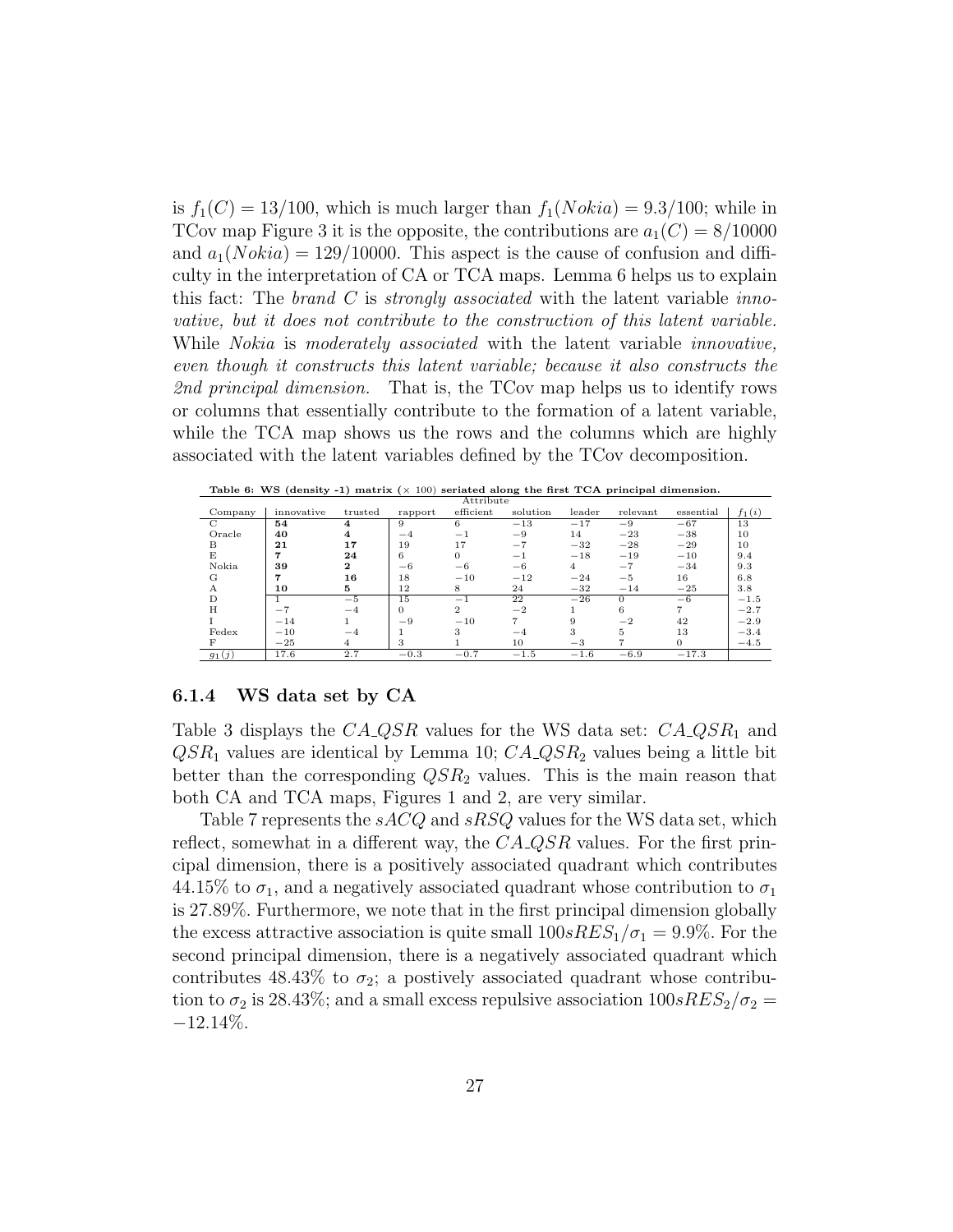is $f_1(C) = 13/100$, which is much larger than $f_1(Nokia) = 9.3/100$; while in TCov map Figure 3 it is the opposite, the contributions are $a_1(C) = 8/10000$ and $a_1(Nokia) = 129/10000$. This aspect is the cause of confusion and difficulty in the interpretation of CA or TCA maps. Lemma 6 helps us to explain this fact: The *brand C* is *strongly associated* with the latent variable *innovative, but it does not contribute to the construction of this latent variable.* While *Nokia* is *moderately associated* with the latent variable *innovative, even though it constructs this latent variable; because it also constructs the 2nd principal dimension.* That is, the TCov map helps us to identify rows or columns that essentially contribute to the formation of a latent variable, while the TCA map shows us the rows and the columns which are highly associated with the latent variables defined by the TCov decomposition.

**Table 6: WS (density -1) matrix ($\times$ 100) seriated along the first TCA principal dimension.**

| | Attribute | | | | | | | | |
|---|---|---|---|---|---|---|---|---|---|
| Company | innovative | trusted | rapport | efficient | solution | leader | relevant | essential | $f_1(i)$ |
| C | **54** | **4** | 9 | 6 | $-13$ | $-17$ | $-9$ | $-67$ | 13 |
| Oracle | **40** | **4** | $-4$ | $-1$ | $-9$ | 14 | $-23$ | $-38$ | 10 |
| B | **21** | **17** | 19 | 17 | $-7$ | $-32$ | $-28$ | $-29$ | 10 |
| E | **7** | **24** | 6 | 0 | $-1$ | $-18$ | $-19$ | $-10$ | 9.4 |
| Nokia | **39** | **2** | $-6$ | $-6$ | $-6$ | 4 | $-7$ | $-34$ | 9.3 |
| G | **7** | **16** | 18 | $-10$ | $-12$ | $-24$ | $-5$ | 16 | 6.8 |
| A | **10** | **5** | 12 | 8 | 24 | $-32$ | $-14$ | $-25$ | 3.8 |
| D | 1 | $-5$ | 15 | $-1$ | 22 | $-26$ | 0 | $-6$ | $-1.5$ |
| H | $-7$ | $-4$ | 0 | 2 | $-2$ | 1 | 6 | 7 | $-2.7$ |
| I | $-14$ | 1 | $-9$ | $-10$ | 7 | 9 | $-2$ | 42 | $-2.9$ |
| Fedex | $-10$ | $-4$ | 1 | 3 | $-4$ | 3 | 5 | 13 | $-3.4$ |
| F | $-25$ | 4 | 3 | 1 | 10 | $-3$ | 7 | 0 | $-4.5$ |
| $g_1(j)$ | 17.6 | 2.7 | $-0.3$ | $-0.7$ | $-1.5$ | $-1.6$ | $-6.9$ | $-17.3$ | |

### 6.1.4 WS data set by CA

Table 3 displays the $CA\_QSR$ values for the WS data set: $CA\_QSR_1$ and $QSR_1$ values are identical by Lemma 10; $CA\_QSR_2$ values being a little bit better than the corresponding $QSR_2$ values. This is the main reason that both CA and TCA maps, Figures 1 and 2, are very similar.

Table 7 represents the $sACQ$ and $sRSQ$ values for the WS data set, which reflect, somewhat in a different way, the $CA\_QSR$ values. For the first principal dimension, there is a positively associated quadrant which contributes 44.15% to $\sigma_1$, and a negatively associated quadrant whose contribution to $\sigma_1$ is 27.89%. Furthermore, we note that in the first principal dimension globally the excess attractive association is quite small $100sRES_1/\sigma_1 = 9.9\%$. For the second principal dimension, there is a negatively associated quadrant which contributes 48.43% to $\sigma_2$; a postively associated quadrant whose contribution to $\sigma_2$ is 28.43%; and a small excess repulsive association $100sRES_2/\sigma_2 = -12.14\%$.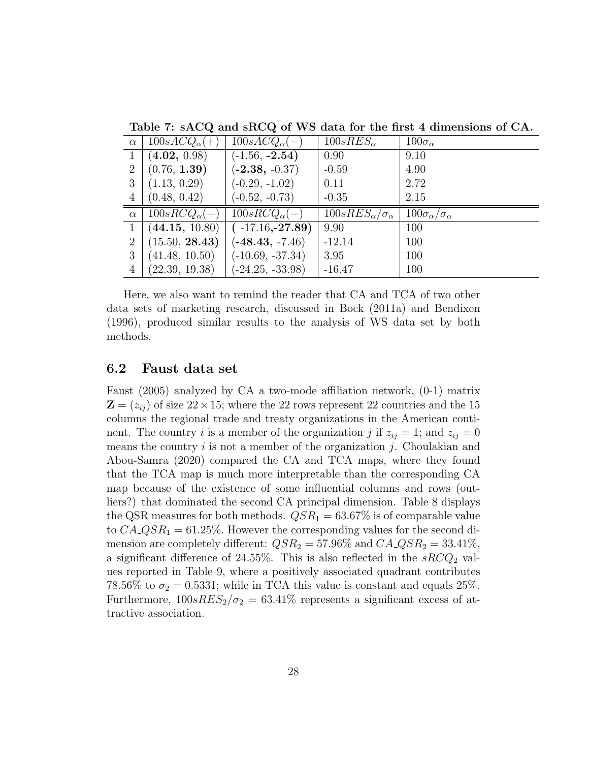**Table 7: sACQ and sRCQ of WS data for the first 4 dimensions of CA.**

| $\alpha$ | $100sACQ_\alpha(+)$ | $100sACQ_\alpha(-)$ | $100sRES_\alpha$ | $100\sigma_\alpha$ |
|---|---|---|---|---|
| 1 | (**4.02,** 0.98) | (-1.56, **-2.54)** | 0.90 | 9.10 |
| 2 | (0.76, **1.39)** | (**-2.38,** -0.37) | -0.59 | 4.90 |
| 3 | (1.13, 0.29) | (-0.29, -1.02) | 0.11 | 2.72 |
| 4 | (0.48, 0.42) | (-0.52, -0.73) | -0.35 | 2.15 |
| $\alpha$ | $100sRCQ_\alpha(+)$ | $100sRCQ_\alpha(-)$ | $100sRES_\alpha/\sigma_\alpha$ | $100\sigma_\alpha/\sigma_\alpha$ |
| 1 | (**44.15,** 10.80) | ( -17.16,**-27.89)** | 9.90 | 100 |
| 2 | (15.50, **28.43)** | (**-48.43,** -7.46) | -12.14 | 100 |
| 3 | (41.48, 10.50) | (-10.69, -37.34) | 3.95 | 100 |
| 4 | (22.39, 19.38) | (-24.25, -33.98) | -16.47 | 100 |

Here, we also want to remind the reader that CA and TCA of two other data sets of marketing research, discussed in Bock (2011a) and Bendixen (1996), produced similar results to the analysis of WS data set by both methods.

## 6.2 Faust data set

Faust (2005) analyzed by CA a two-mode affiliation network, (0-1) matrix $\mathbf{Z} = (z_{ij})$ of size $22 \times 15$; where the 22 rows represent 22 countries and the 15 columns the regional trade and treaty organizations in the American continent. The country $i$ is a member of the organization $j$ if $z_{ij} = 1$; and $z_{ij} = 0$ means the country $i$ is not a member of the organization $j$. Choulakian and Abou-Samra (2020) compared the CA and TCA maps, where they found that the TCA map is much more interpretable than the corresponding CA map because of the existence of some influential columns and rows (outliers?) that dominated the second CA principal dimension. Table 8 displays the QSR measures for both methods. $QSR_1 = 63.67\%$ is of comparable value to $CA\_QSR_1 = 61.25\%$. However the corresponding values for the second dimension are completely different: $QSR_2 = 57.96\%$ and $CA\_QSR_2 = 33.41\%$, a significant difference of 24.55%. This is also reflected in the $sRCQ_2$ values reported in Table 9, where a positively associated quadrant contributes 78.56% to $\sigma_2 = 0.5331$; while in TCA this value is constant and equals 25%. Furthermore, $100sRES_2/\sigma_2 = 63.41\%$ represents a significant excess of attractive association.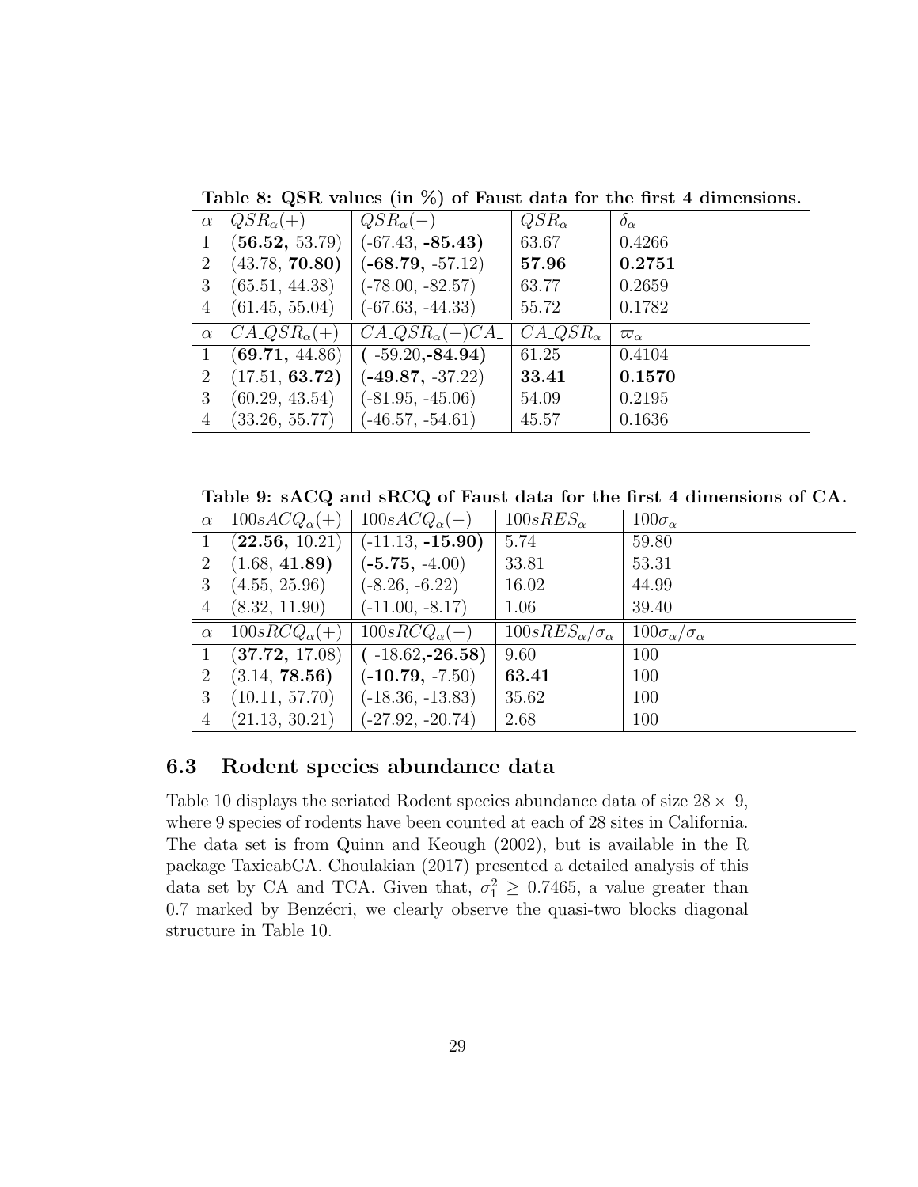**Table 8: QSR values (in %) of Faust data for the first 4 dimensions.**

| $\alpha$ | $QSR_\alpha(+)$ | $QSR_\alpha(-)$ | $QSR_\alpha$ | $\delta_\alpha$ |
|---|---|---|---|---|
| 1 | (**56.52,** 53.79) | (-67.43, **-85.43)** | 63.67 | 0.4266 |
| 2 | (43.78, **70.80)** | (**-68.79,** -57.12) | **57.96** | **0.2751** |
| 3 | (65.51, 44.38) | (-78.00, -82.57) | 63.77 | 0.2659 |
| 4 | (61.45, 55.04) | (-67.63, -44.33) | 55.72 | 0.1782 |
| $\alpha$ | $CA\_QSR_\alpha(+)$ | $CA\_QSR_\alpha(-)CA\_$ | $CA\_QSR_\alpha$ | $\varpi_\alpha$ |
| 1 | (**69.71,** 44.86) | ( -59.20,**-84.94)** | 61.25 | 0.4104 |
| 2 | (17.51, **63.72)** | (**-49.87,** -37.22) | **33.41** | **0.1570** |
| 3 | (60.29, 43.54) | (-81.95, -45.06) | 54.09 | 0.2195 |
| 4 | (33.26, 55.77) | (-46.57, -54.61) | 45.57 | 0.1636 |

**Table 9: sACQ and sRCQ of Faust data for the first 4 dimensions of CA.**

| $\alpha$ | $100sACQ_\alpha(+)$ | $100sACQ_\alpha(-)$ | $100sRES_\alpha$ | $100\sigma_\alpha$ |
|---|---|---|---|---|
| 1 | (**22.56,** 10.21) | (-11.13, **-15.90)** | 5.74 | 59.80 |
| 2 | (1.68, **41.89)** | (**-5.75,** -4.00) | 33.81 | 53.31 |
| 3 | (4.55, 25.96) | (-8.26, -6.22) | 16.02 | 44.99 |
| 4 | (8.32, 11.90) | (-11.00, -8.17) | 1.06 | 39.40 |
| $\alpha$ | $100sRCQ_\alpha(+)$ | $100sRCQ_\alpha(-)$ | $100sRES_\alpha/\sigma_\alpha$ | $100\sigma_\alpha/\sigma_\alpha$ |
| 1 | (**37.72,** 17.08) | ( -18.62,**-26.58)** | 9.60 | 100 |
| 2 | (3.14, **78.56)** | (**-10.79,** -7.50) | **63.41** | 100 |
| 3 | (10.11, 57.70) | (-18.36, -13.83) | 35.62 | 100 |
| 4 | (21.13, 30.21) | (-27.92, -20.74) | 2.68 | 100 |

### 6.3 Rodent species abundance data

Table 10 displays the seriated Rodent species abundance data of size $28 \times 9$, where 9 species of rodents have been counted at each of 28 sites in California. The data set is from Quinn and Keough (2002), but is available in the R package TaxicabCA. Choulakian (2017) presented a detailed analysis of this data set by CA and TCA. Given that, $\sigma_1^2 \geq 0.7465$, a value greater than 0.7 marked by Benzécri, we clearly observe the quasi-two blocks diagonal structure in Table 10.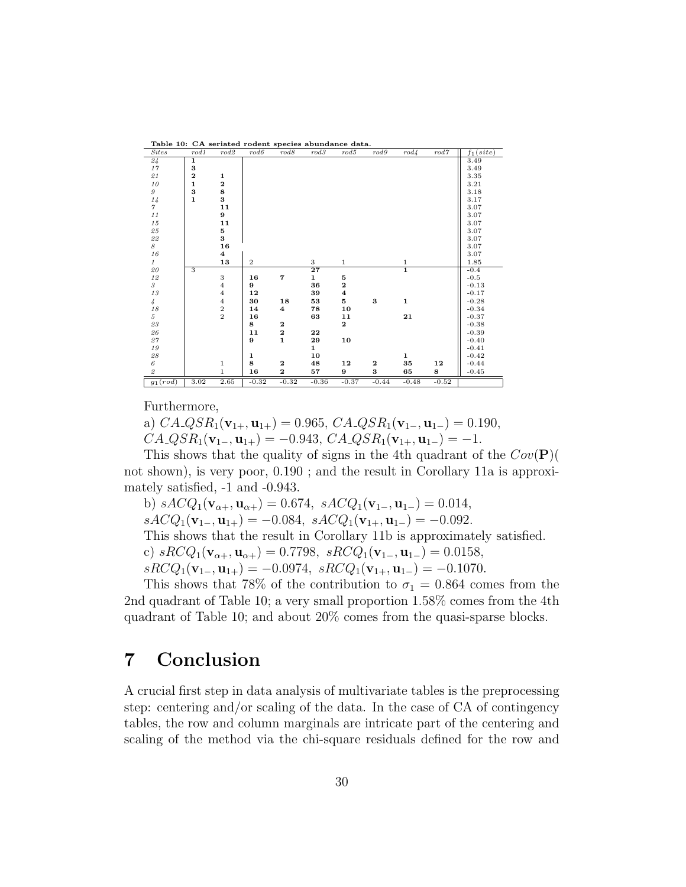**Table 10: CA seriated rodent species abundance data.**

| *Sites* | *rod1* | *rod2* | *rod6* | *rod8* | *rod3* | *rod5* | *rod9* | *rod4* | *rod7* | $f_1(site)$ |
|---|---|---|---|---|---|---|---|---|---|---|
| *24* | **1** | | | | | | | | | 3.49 |
| *17* | **3** | | | | | | | | | 3.49 |
| *21* | **2** | **1** | | | | | | | | 3.35 |
| *10* | **1** | **2** | | | | | | | | 3.21 |
| *9* | **3** | **8** | | | | | | | | 3.18 |
| *14* | **1** | **3** | | | | | | | | 3.17 |
| *7* | | **11** | | | | | | | | 3.07 |
| *11* | | **9** | | | | | | | | 3.07 |
| *15* | | **11** | | | | | | | | 3.07 |
| *25* | | **5** | | | | | | | | 3.07 |
| *22* | | **3** | | | | | | | | 3.07 |
| *8* | | **16** | | | | | | | | 3.07 |
| *16* | | **4** | | | | | | | | 3.07 |
| *1* | | **13** | 2 | | 3 | 1 | | 1 | | 1.85 |
| *20* | 3 | | | | **27** | | | **1** | | -0.4 |
| *12* | | 3 | **16** | **7** | **1** | **5** | | | | -0.5 |
| *3* | | 4 | **9** | | **36** | **2** | | | | -0.13 |
| *13* | | 4 | **12** | | **39** | **4** | | | | -0.17 |
| *4* | | 4 | **30** | **18** | **53** | **5** | **3** | **1** | | -0.28 |
| *18* | | 2 | **14** | **4** | **78** | **10** | | | | -0.34 |
| *5* | | 2 | **16** | | **63** | **11** | | **21** | | -0.37 |
| *23* | | | **8** | **2** | | **2** | | | | -0.38 |
| *26* | | | **11** | **2** | **22** | | | | | -0.39 |
| *27* | | | **9** | **1** | **29** | **10** | | | | -0.40 |
| *19* | | | | | **1** | | | | | -0.41 |
| *28* | | | **1** | | **10** | | | **1** | | -0.42 |
| *6* | | 1 | **8** | **2** | **48** | **12** | **2** | **35** | **12** | -0.44 |
| *2* | | 1 | **16** | **2** | **57** | **9** | **3** | **65** | **8** | -0.45 |
| $g_1(rod)$ | 3.02 | 2.65 | -0.32 | -0.32 | -0.36 | -0.37 | -0.44 | -0.48 | -0.52 | |

Furthermore,

a) $CA\_QSR_1(\mathbf{v}_{1+}, \mathbf{u}_{1+}) = 0.965$, $CA\_QSR_1(\mathbf{v}_{1-}, \mathbf{u}_{1-}) = 0.190$, $CA\_QSR_1(\mathbf{v}_{1-}, \mathbf{u}_{1+}) = -0.943$, $CA\_QSR_1(\mathbf{v}_{1+}, \mathbf{u}_{1-}) = -1$.

This shows that the quality of signs in the 4th quadrant of the $Cov(\mathbf{P})$( not shown), is very poor, 0.190 ; and the result in Corollary 11a is approximately satisfied, -1 and -0.943.

b) $sACQ_1(\mathbf{v}_{\alpha+}, \mathbf{u}_{\alpha+}) = 0.674$, $sACQ_1(\mathbf{v}_{1-}, \mathbf{u}_{1-}) = 0.014$, $sACQ_1(\mathbf{v}_{1-}, \mathbf{u}_{1+}) = -0.084$, $sACQ_1(\mathbf{v}_{1+}, \mathbf{u}_{1-}) = -0.092$.

This shows that the result in Corollary 11b is approximately satisfied.

c) $sRCQ_1(\mathbf{v}_{\alpha+}, \mathbf{u}_{\alpha+}) = 0.7798$, $sRCQ_1(\mathbf{v}_{1-}, \mathbf{u}_{1-}) = 0.0158$, $sRCQ_1(\mathbf{v}_{1-}, \mathbf{u}_{1+}) = -0.0974$, $sRCQ_1(\mathbf{v}_{1+}, \mathbf{u}_{1-}) = -0.1070$.

This shows that 78% of the contribution to $\sigma_1 = 0.864$ comes from the 2nd quadrant of Table 10; a very small proportion 1.58% comes from the 4th quadrant of Table 10; and about 20% comes from the quasi-sparse blocks.

# 7 Conclusion

A crucial first step in data analysis of multivariate tables is the preprocessing step: centering and/or scaling of the data. In the case of CA of contingency tables, the row and column marginals are intricate part of the centering and scaling of the method via the chi-square residuals defined for the row and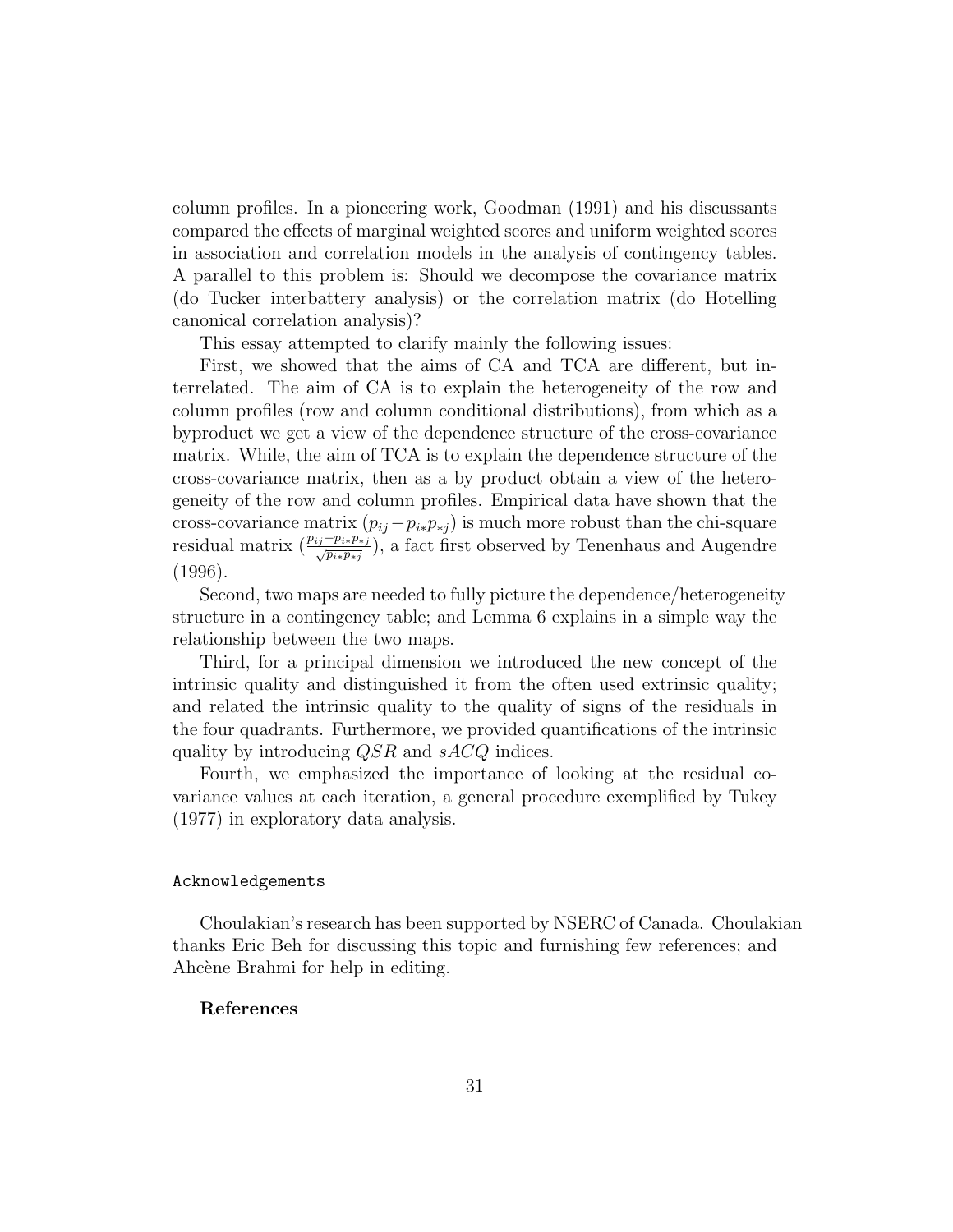column profiles. In a pioneering work, Goodman (1991) and his discussants compared the effects of marginal weighted scores and uniform weighted scores in association and correlation models in the analysis of contingency tables. A parallel to this problem is: Should we decompose the covariance matrix (do Tucker interbattery analysis) or the correlation matrix (do Hotelling canonical correlation analysis)?

This essay attempted to clarify mainly the following issues:

First, we showed that the aims of CA and TCA are different, but interrelated. The aim of CA is to explain the heterogeneity of the row and column profiles (row and column conditional distributions), from which as a byproduct we get a view of the dependence structure of the cross-covariance matrix. While, the aim of TCA is to explain the dependence structure of the cross-covariance matrix, then as a by product obtain a view of the heterogeneity of the row and column profiles. Empirical data have shown that the cross-covariance matrix ($p_{ij} - p_{i*}p_{*j}$) is much more robust than the chi-square residual matrix ($\frac{p_{ij} - p_{i*}p_{*j}}{\sqrt{p_{i*}p_{*j}}}$), a fact first observed by Tenenhaus and Augendre (1996).

Second, two maps are needed to fully picture the dependence/heterogeneity structure in a contingency table; and Lemma 6 explains in a simple way the relationship between the two maps.

Third, for a principal dimension we introduced the new concept of the intrinsic quality and distinguished it from the often used extrinsic quality; and related the intrinsic quality to the quality of signs of the residuals in the four quadrants. Furthermore, we provided quantifications of the intrinsic quality by introducing $QSR$ and $sACQ$ indices.

Fourth, we emphasized the importance of looking at the residual covariance values at each iteration, a general procedure exemplified by Tukey (1977) in exploratory data analysis.

### Acknowledgements

Choulakian's research has been supported by NSERC of Canada. Choulakian thanks Eric Beh for discussing this topic and furnishing few references; and Ahcène Brahmi for help in editing.

## References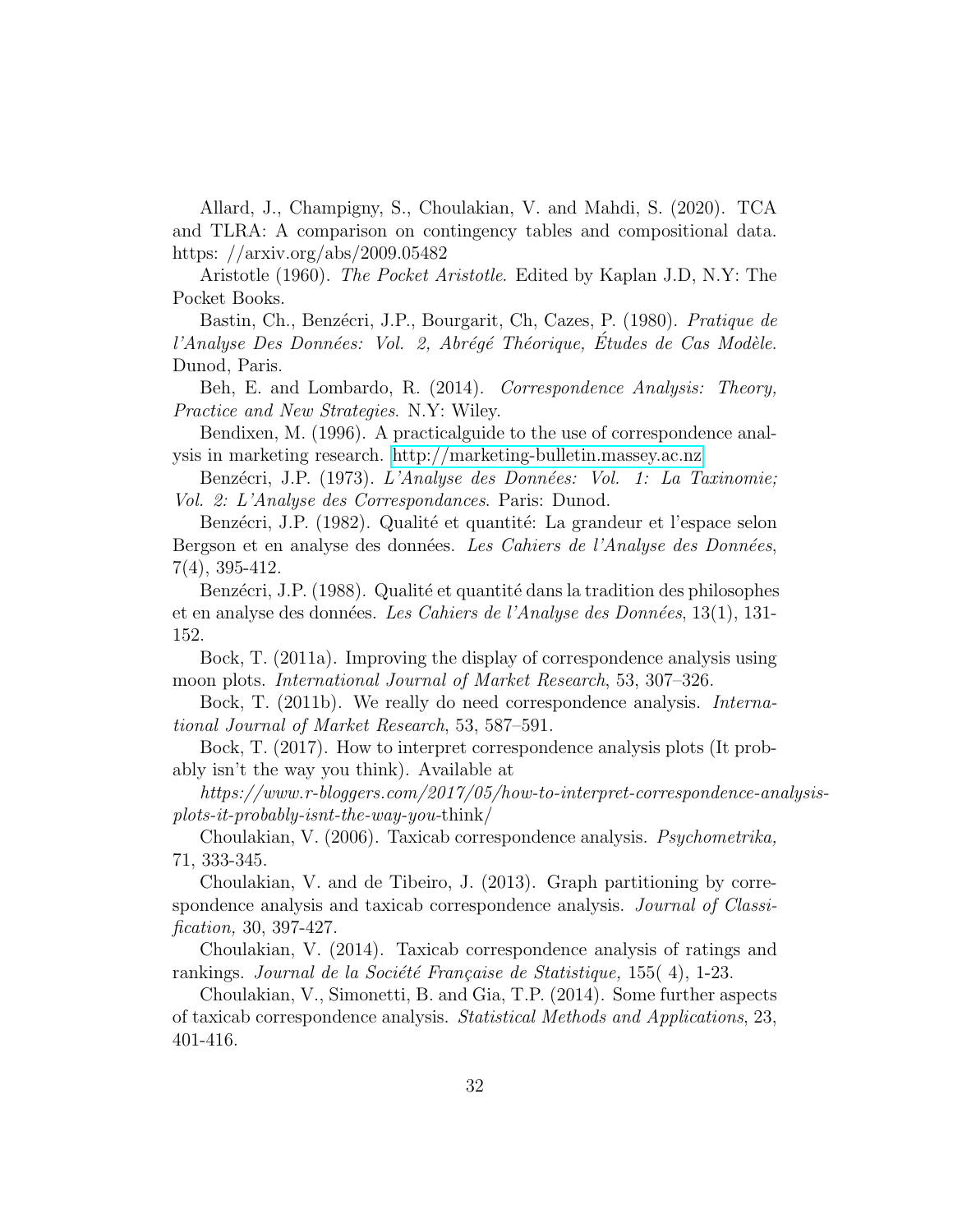Allard, J., Champigny, S., Choulakian, V. and Mahdi, S. (2020). TCA and TLRA: A comparison on contingency tables and compositional data. https: //arxiv.org/abs/2009.05482

Aristotle (1960). *The Pocket Aristotle*. Edited by Kaplan J.D, N.Y: The Pocket Books.

Bastin, Ch., Benzécri, J.P., Bourgarit, Ch, Cazes, P. (1980). *Pratique de l'Analyse Des Données: Vol. 2, Abrégé Théorique, Études de Cas Modèle*. Dunod, Paris.

Beh, E. and Lombardo, R. (2014). *Correspondence Analysis: Theory, Practice and New Strategies*. N.Y: Wiley.

Bendixen, M. (1996). A practicalguide to the use of correspondence analysis in marketing research. http://marketing-bulletin.massey.ac.nz

Benzécri, J.P. (1973). *L'Analyse des Données: Vol. 1: La Taxinomie; Vol. 2: L'Analyse des Correspondances*. Paris: Dunod.

Benzécri, J.P. (1982). Qualité et quantité: La grandeur et l'espace selon Bergson et en analyse des données. *Les Cahiers de l'Analyse des Données*, 7(4), 395-412.

Benzécri, J.P. (1988). Qualité et quantité dans la tradition des philosophes et en analyse des données. *Les Cahiers de l'Analyse des Données*, 13(1), 131-152.

Bock, T. (2011a). Improving the display of correspondence analysis using moon plots. *International Journal of Market Research*, 53, 307–326.

Bock, T. (2011b). We really do need correspondence analysis. *International Journal of Market Research*, 53, 587–591.

Bock, T. (2017). How to interpret correspondence analysis plots (It probably isn't the way you think). Available at

*https://www.r-bloggers.com/2017/05/how-to-interpret-correspondence-analysis-plots-it-probably-isnt-the-way-you*-think/

Choulakian, V. (2006). Taxicab correspondence analysis. *Psychometrika,* 71, 333-345.

Choulakian, V. and de Tibeiro, J. (2013). Graph partitioning by correspondence analysis and taxicab correspondence analysis. *Journal of Classification,* 30, 397-427.

Choulakian, V. (2014). Taxicab correspondence analysis of ratings and rankings. *Journal de la Société Française de Statistique,* 155( 4), 1-23.

Choulakian, V., Simonetti, B. and Gia, T.P. (2014). Some further aspects of taxicab correspondence analysis. *Statistical Methods and Applications*, 23, 401-416.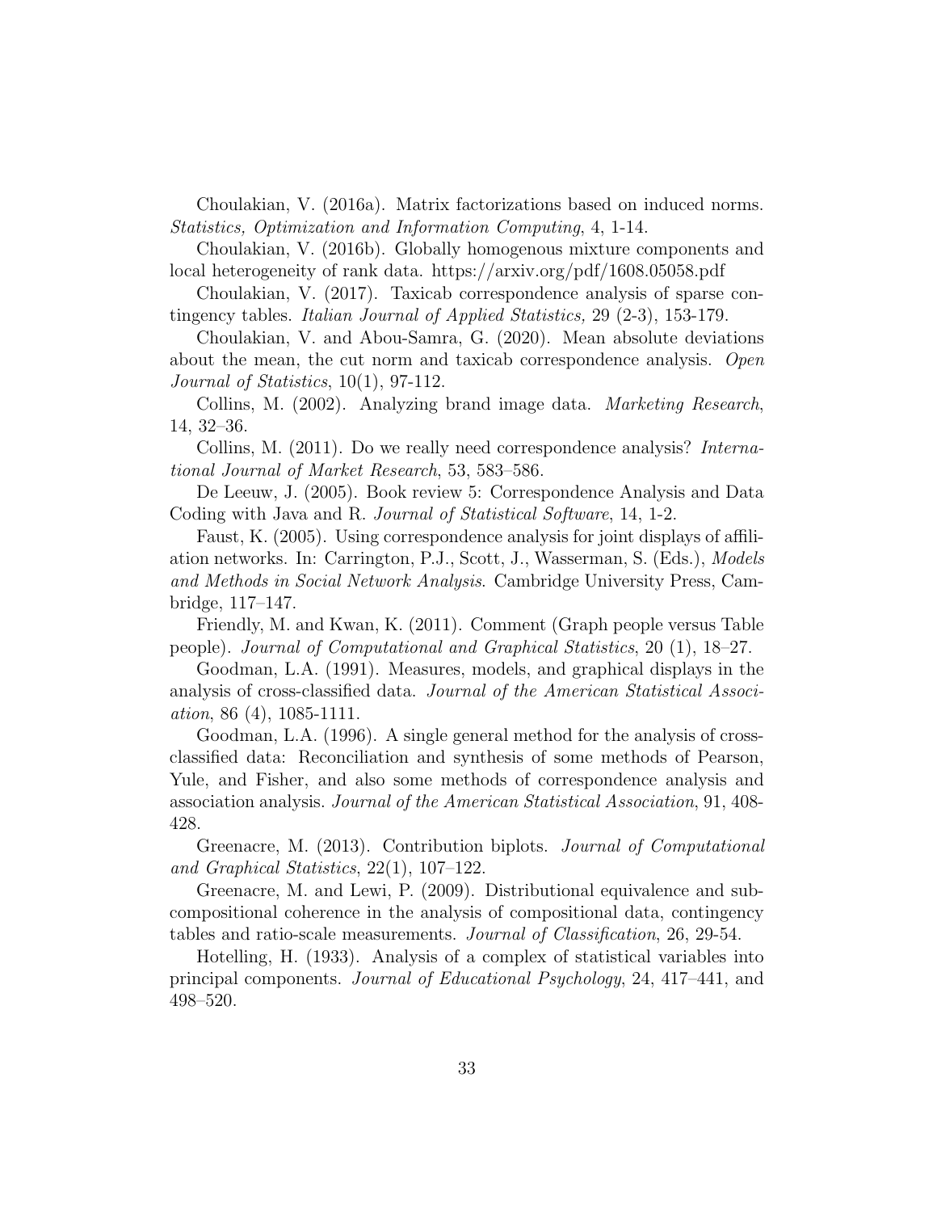Choulakian, V. (2016a). Matrix factorizations based on induced norms. *Statistics, Optimization and Information Computing*, 4, 1-14.

Choulakian, V. (2016b). Globally homogenous mixture components and local heterogeneity of rank data. https://arxiv.org/pdf/1608.05058.pdf

Choulakian, V. (2017). Taxicab correspondence analysis of sparse contingency tables. *Italian Journal of Applied Statistics,* 29 (2-3), 153-179.

Choulakian, V. and Abou-Samra, G. (2020). Mean absolute deviations about the mean, the cut norm and taxicab correspondence analysis. *Open Journal of Statistics*, 10(1), 97-112.

Collins, M. (2002). Analyzing brand image data. *Marketing Research*, 14, 32–36.

Collins, M. (2011). Do we really need correspondence analysis? *International Journal of Market Research*, 53, 583–586.

De Leeuw, J. (2005). Book review 5: Correspondence Analysis and Data Coding with Java and R. *Journal of Statistical Software*, 14, 1-2.

Faust, K. (2005). Using correspondence analysis for joint displays of affiliation networks. In: Carrington, P.J., Scott, J., Wasserman, S. (Eds.), *Models and Methods in Social Network Analysis*. Cambridge University Press, Cambridge, 117–147.

Friendly, M. and Kwan, K. (2011). Comment (Graph people versus Table people). *Journal of Computational and Graphical Statistics*, 20 (1), 18–27.

Goodman, L.A. (1991). Measures, models, and graphical displays in the analysis of cross-classified data. *Journal of the American Statistical Association*, 86 (4), 1085-1111.

Goodman, L.A. (1996). A single general method for the analysis of cross-classified data: Reconciliation and synthesis of some methods of Pearson, Yule, and Fisher, and also some methods of correspondence analysis and association analysis. *Journal of the American Statistical Association*, 91, 408-428.

Greenacre, M. (2013). Contribution biplots. *Journal of Computational and Graphical Statistics*, 22(1), 107–122.

Greenacre, M. and Lewi, P. (2009). Distributional equivalence and subcompositional coherence in the analysis of compositional data, contingency tables and ratio-scale measurements. *Journal of Classification*, 26, 29-54.

Hotelling, H. (1933). Analysis of a complex of statistical variables into principal components. *Journal of Educational Psychology*, 24, 417–441, and 498–520.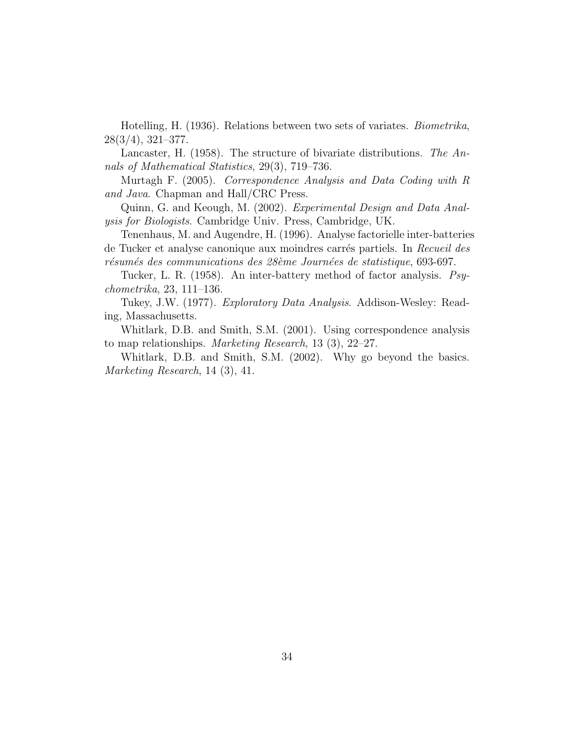Hotelling, H. (1936). Relations between two sets of variates. *Biometrika*, 28(3/4), 321–377.

Lancaster, H. (1958). The structure of bivariate distributions. *The Annals of Mathematical Statistics*, 29(3), 719–736.

Murtagh F. (2005). *Correspondence Analysis and Data Coding with R and Java*. Chapman and Hall/CRC Press.

Quinn, G. and Keough, M. (2002). *Experimental Design and Data Analysis for Biologists*. Cambridge Univ. Press, Cambridge, UK.

Tenenhaus, M. and Augendre, H. (1996). Analyse factorielle inter-batteries de Tucker et analyse canonique aux moindres carrés partiels. In *Recueil des résumés des communications des 28ème Journées de statistique*, 693-697.

Tucker, L. R. (1958). An inter-battery method of factor analysis. *Psychometrika*, 23, 111–136.

Tukey, J.W. (1977). *Exploratory Data Analysis*. Addison-Wesley: Reading, Massachusetts.

Whitlark, D.B. and Smith, S.M. (2001). Using correspondence analysis to map relationships. *Marketing Research*, 13 (3), 22–27.

Whitlark, D.B. and Smith, S.M. (2002). Why go beyond the basics. *Marketing Research*, 14 (3), 41.